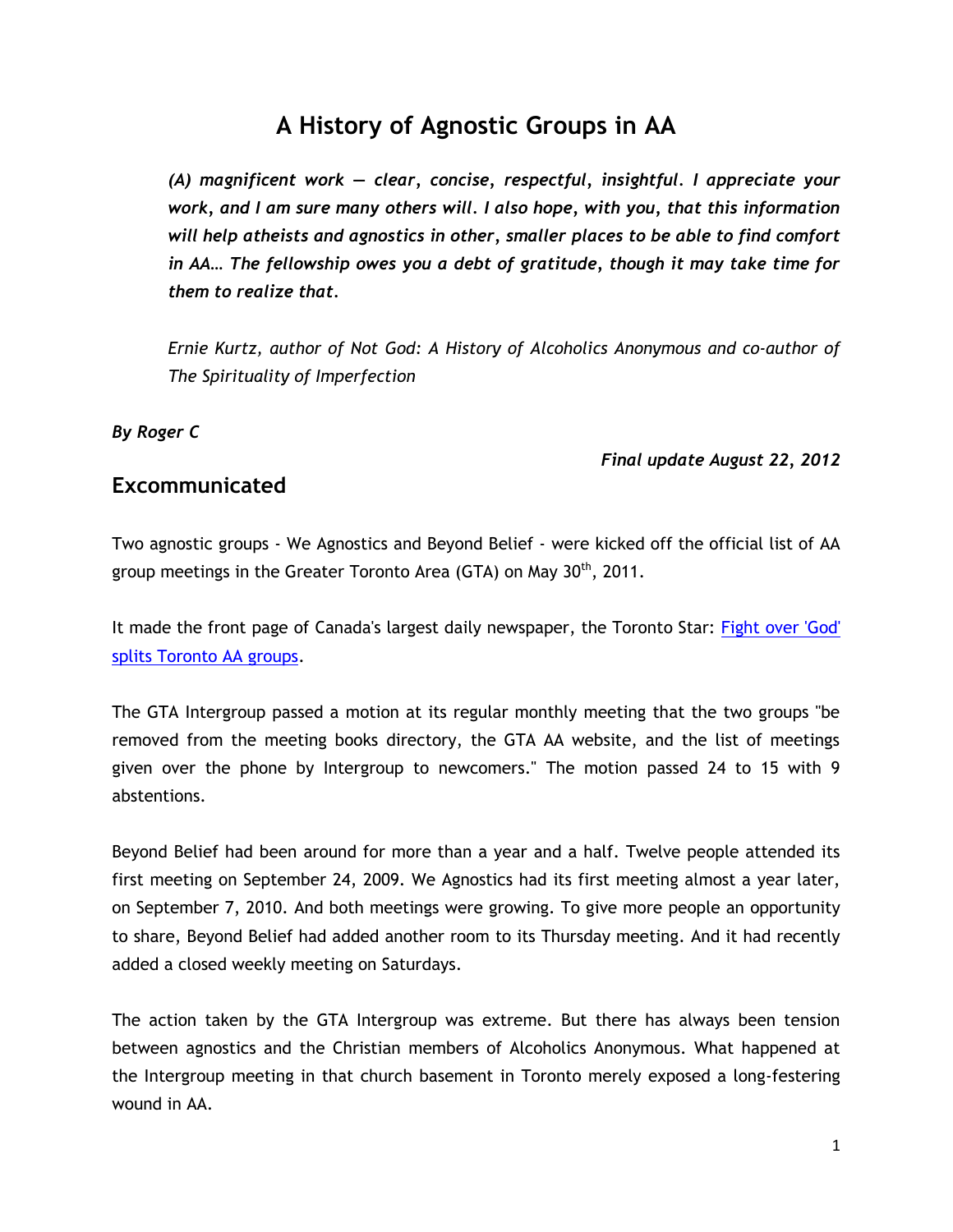# A History of Agnostic Groups in AA

***(A) magnificent work — clear, concise, respectful, insightful. I appreciate your work, and I am sure many others will. I also hope, with you, that this information will help atheists and agnostics in other, smaller places to be able to find comfort in AA… The fellowship owes you a debt of gratitude, though it may take time for them to realize that.***

*Ernie Kurtz, author of Not God: A History of Alcoholics Anonymous and co-author of The Spirituality of Imperfection*

***By Roger C***

***Final update August 22, 2012***

## Excommunicated

Two agnostic groups - We Agnostics and Beyond Belief - were kicked off the official list of AA group meetings in the Greater Toronto Area (GTA) on May 30th, 2011.

It made the front page of Canada's largest daily newspaper, the Toronto Star: Fight over 'God' splits Toronto AA groups.

The GTA Intergroup passed a motion at its regular monthly meeting that the two groups "be removed from the meeting books directory, the GTA AA website, and the list of meetings given over the phone by Intergroup to newcomers." The motion passed 24 to 15 with 9 abstentions.

Beyond Belief had been around for more than a year and a half. Twelve people attended its first meeting on September 24, 2009. We Agnostics had its first meeting almost a year later, on September 7, 2010. And both meetings were growing. To give more people an opportunity to share, Beyond Belief had added another room to its Thursday meeting. And it had recently added a closed weekly meeting on Saturdays.

The action taken by the GTA Intergroup was extreme. But there has always been tension between agnostics and the Christian members of Alcoholics Anonymous. What happened at the Intergroup meeting in that church basement in Toronto merely exposed a long-festering wound in AA.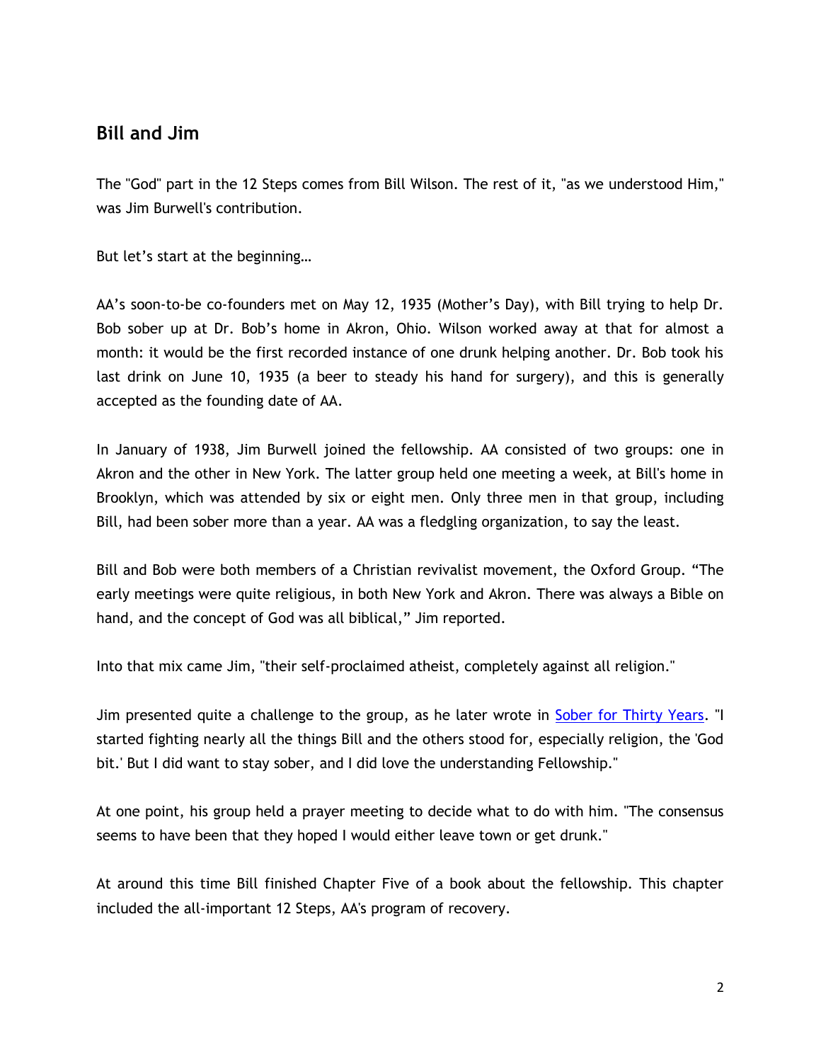## Bill and Jim

The "God" part in the 12 Steps comes from Bill Wilson. The rest of it, "as we understood Him," was Jim Burwell's contribution.

But let's start at the beginning…

AA's soon-to-be co-founders met on May 12, 1935 (Mother's Day), with Bill trying to help Dr. Bob sober up at Dr. Bob's home in Akron, Ohio. Wilson worked away at that for almost a month: it would be the first recorded instance of one drunk helping another. Dr. Bob took his last drink on June 10, 1935 (a beer to steady his hand for surgery), and this is generally accepted as the founding date of AA.

In January of 1938, Jim Burwell joined the fellowship. AA consisted of two groups: one in Akron and the other in New York. The latter group held one meeting a week, at Bill's home in Brooklyn, which was attended by six or eight men. Only three men in that group, including Bill, had been sober more than a year. AA was a fledgling organization, to say the least.

Bill and Bob were both members of a Christian revivalist movement, the Oxford Group. "The early meetings were quite religious, in both New York and Akron. There was always a Bible on hand, and the concept of God was all biblical," Jim reported.

Into that mix came Jim, "their self-proclaimed atheist, completely against all religion."

Jim presented quite a challenge to the group, as he later wrote in [Sober for Thirty Years](). "I started fighting nearly all the things Bill and the others stood for, especially religion, the 'God bit.' But I did want to stay sober, and I did love the understanding Fellowship."

At one point, his group held a prayer meeting to decide what to do with him. "The consensus seems to have been that they hoped I would either leave town or get drunk."

At around this time Bill finished Chapter Five of a book about the fellowship. This chapter included the all-important 12 Steps, AA's program of recovery.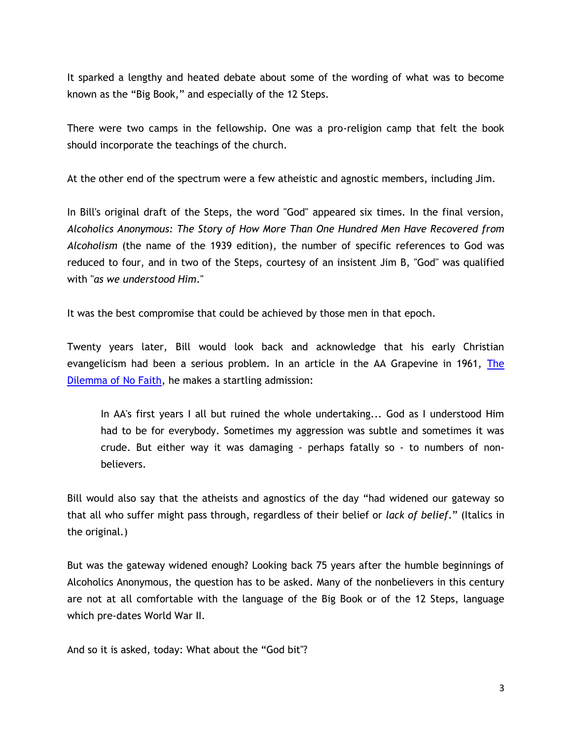It sparked a lengthy and heated debate about some of the wording of what was to become known as the “Big Book,” and especially of the 12 Steps.

There were two camps in the fellowship. One was a pro-religion camp that felt the book should incorporate the teachings of the church.

At the other end of the spectrum were a few atheistic and agnostic members, including Jim.

In Bill's original draft of the Steps, the word "God" appeared six times. In the final version, *Alcoholics Anonymous: The Story of How More Than One Hundred Men Have Recovered from Alcoholism* (the name of the 1939 edition), the number of specific references to God was reduced to four, and in two of the Steps, courtesy of an insistent Jim B, "God" was qualified with "*as we understood Him*."

It was the best compromise that could be achieved by those men in that epoch.

Twenty years later, Bill would look back and acknowledge that his early Christian evangelicism had been a serious problem. In an article in the AA Grapevine in 1961, [The Dilemma of No Faith](), he makes a startling admission:

> In AA's first years I all but ruined the whole undertaking... God as I understood Him had to be for everybody. Sometimes my aggression was subtle and sometimes it was crude. But either way it was damaging - perhaps fatally so - to numbers of non-believers.

Bill would also say that the atheists and agnostics of the day “had widened our gateway so that all who suffer might pass through, regardless of their belief or *lack of belief*.” (Italics in the original.)

But was the gateway widened enough? Looking back 75 years after the humble beginnings of Alcoholics Anonymous, the question has to be asked. Many of the nonbelievers in this century are not at all comfortable with the language of the Big Book or of the 12 Steps, language which pre-dates World War II.

And so it is asked, today: What about the “God bit"?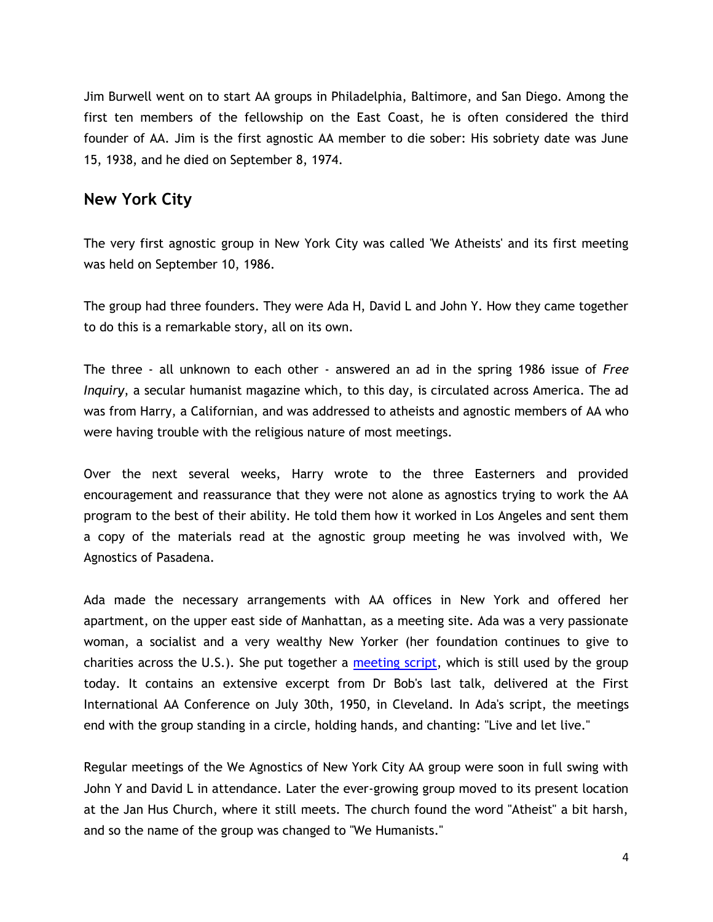Jim Burwell went on to start AA groups in Philadelphia, Baltimore, and San Diego. Among the first ten members of the fellowship on the East Coast, he is often considered the third founder of AA. Jim is the first agnostic AA member to die sober: His sobriety date was June 15, 1938, and he died on September 8, 1974.

## New York City

The very first agnostic group in New York City was called 'We Atheists' and its first meeting was held on September 10, 1986.

The group had three founders. They were Ada H, David L and John Y. How they came together to do this is a remarkable story, all on its own.

The three - all unknown to each other - answered an ad in the spring 1986 issue of *Free Inquiry*, a secular humanist magazine which, to this day, is circulated across America. The ad was from Harry, a Californian, and was addressed to atheists and agnostic members of AA who were having trouble with the religious nature of most meetings.

Over the next several weeks, Harry wrote to the three Easterners and provided encouragement and reassurance that they were not alone as agnostics trying to work the AA program to the best of their ability. He told them how it worked in Los Angeles and sent them a copy of the materials read at the agnostic group meeting he was involved with, We Agnostics of Pasadena.

Ada made the necessary arrangements with AA offices in New York and offered her apartment, on the upper east side of Manhattan, as a meeting site. Ada was a very passionate woman, a socialist and a very wealthy New Yorker (her foundation continues to give to charities across the U.S.). She put together a meeting script, which is still used by the group today. It contains an extensive excerpt from Dr Bob's last talk, delivered at the First International AA Conference on July 30th, 1950, in Cleveland. In Ada's script, the meetings end with the group standing in a circle, holding hands, and chanting: "Live and let live."

Regular meetings of the We Agnostics of New York City AA group were soon in full swing with John Y and David L in attendance. Later the ever-growing group moved to its present location at the Jan Hus Church, where it still meets. The church found the word "Atheist" a bit harsh, and so the name of the group was changed to "We Humanists."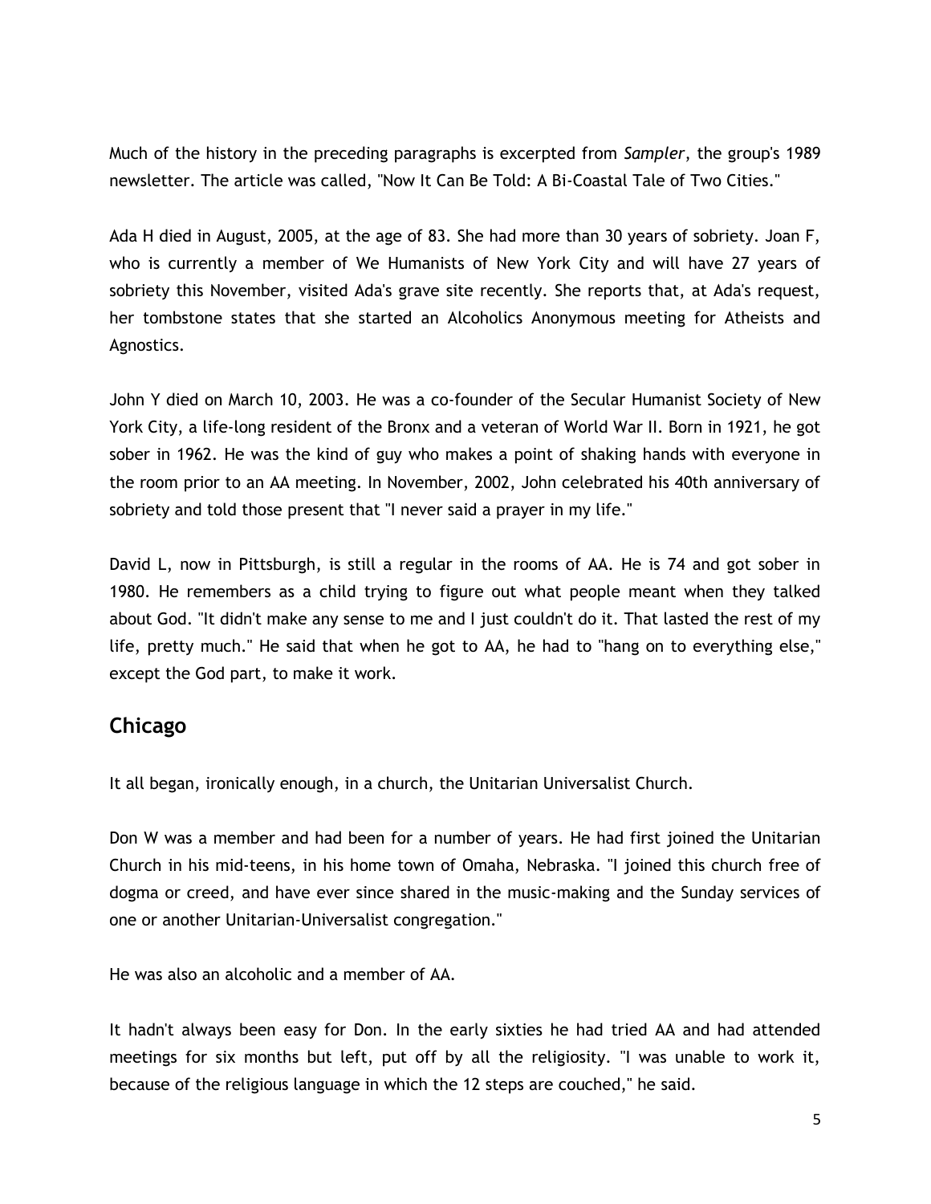Much of the history in the preceding paragraphs is excerpted from *Sampler*, the group's 1989 newsletter. The article was called, "Now It Can Be Told: A Bi-Coastal Tale of Two Cities."

Ada H died in August, 2005, at the age of 83. She had more than 30 years of sobriety. Joan F, who is currently a member of We Humanists of New York City and will have 27 years of sobriety this November, visited Ada's grave site recently. She reports that, at Ada's request, her tombstone states that she started an Alcoholics Anonymous meeting for Atheists and Agnostics.

John Y died on March 10, 2003. He was a co-founder of the Secular Humanist Society of New York City, a life-long resident of the Bronx and a veteran of World War II. Born in 1921, he got sober in 1962. He was the kind of guy who makes a point of shaking hands with everyone in the room prior to an AA meeting. In November, 2002, John celebrated his 40th anniversary of sobriety and told those present that "I never said a prayer in my life."

David L, now in Pittsburgh, is still a regular in the rooms of AA. He is 74 and got sober in 1980. He remembers as a child trying to figure out what people meant when they talked about God. "It didn't make any sense to me and I just couldn't do it. That lasted the rest of my life, pretty much." He said that when he got to AA, he had to "hang on to everything else," except the God part, to make it work.

## Chicago

It all began, ironically enough, in a church, the Unitarian Universalist Church.

Don W was a member and had been for a number of years. He had first joined the Unitarian Church in his mid-teens, in his home town of Omaha, Nebraska. "I joined this church free of dogma or creed, and have ever since shared in the music-making and the Sunday services of one or another Unitarian-Universalist congregation."

He was also an alcoholic and a member of AA.

It hadn't always been easy for Don. In the early sixties he had tried AA and had attended meetings for six months but left, put off by all the religiosity. "I was unable to work it, because of the religious language in which the 12 steps are couched," he said.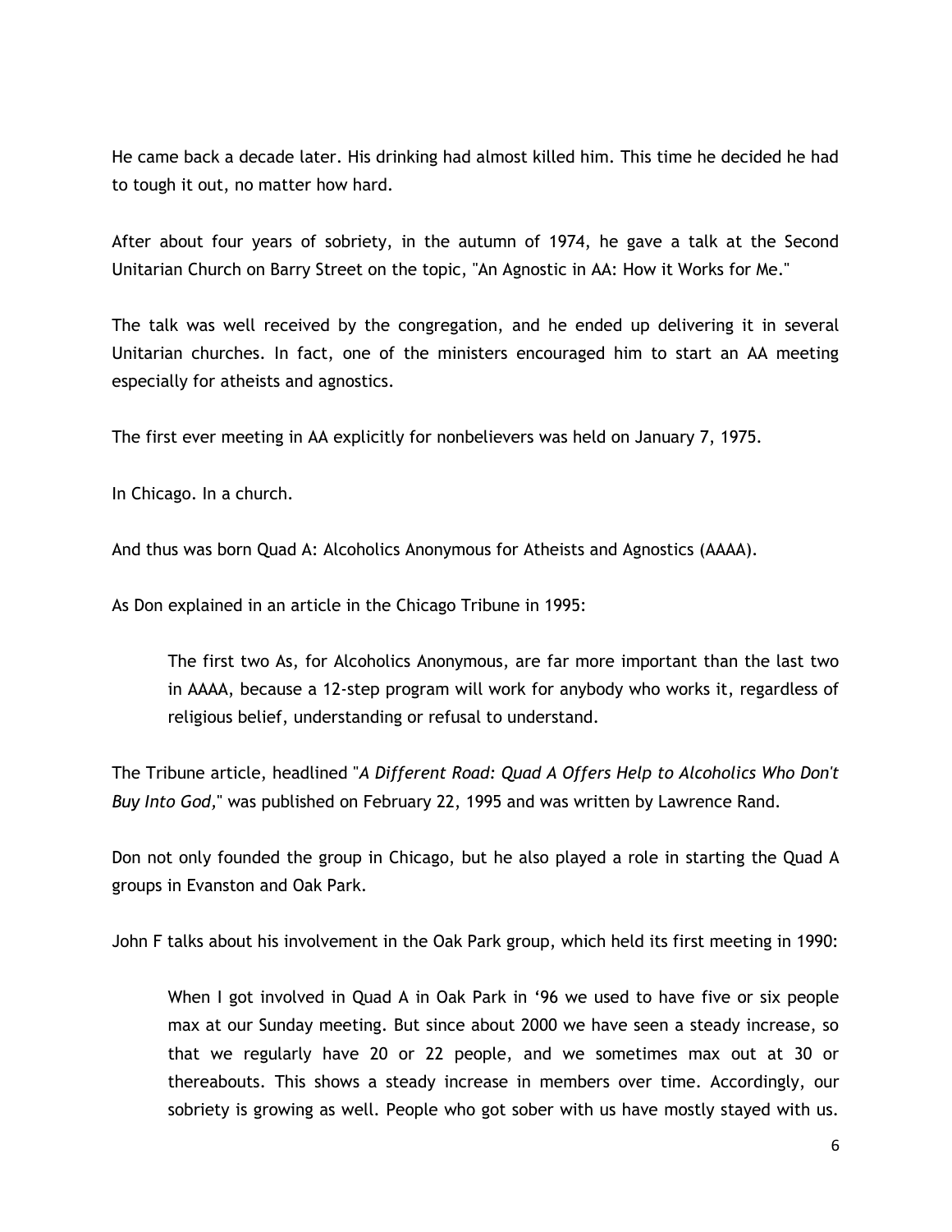He came back a decade later. His drinking had almost killed him. This time he decided he had to tough it out, no matter how hard.

After about four years of sobriety, in the autumn of 1974, he gave a talk at the Second Unitarian Church on Barry Street on the topic, "An Agnostic in AA: How it Works for Me."

The talk was well received by the congregation, and he ended up delivering it in several Unitarian churches. In fact, one of the ministers encouraged him to start an AA meeting especially for atheists and agnostics.

The first ever meeting in AA explicitly for nonbelievers was held on January 7, 1975.

In Chicago. In a church.

And thus was born Quad A: Alcoholics Anonymous for Atheists and Agnostics (AAAA).

As Don explained in an article in the Chicago Tribune in 1995:

> The first two As, for Alcoholics Anonymous, are far more important than the last two in AAAA, because a 12-step program will work for anybody who works it, regardless of religious belief, understanding or refusal to understand.

The Tribune article, headlined "*A Different Road: Quad A Offers Help to Alcoholics Who Don't Buy Into God,*" was published on February 22, 1995 and was written by Lawrence Rand.

Don not only founded the group in Chicago, but he also played a role in starting the Quad A groups in Evanston and Oak Park.

John F talks about his involvement in the Oak Park group, which held its first meeting in 1990:

> When I got involved in Quad A in Oak Park in '96 we used to have five or six people max at our Sunday meeting. But since about 2000 we have seen a steady increase, so that we regularly have 20 or 22 people, and we sometimes max out at 30 or thereabouts. This shows a steady increase in members over time. Accordingly, our sobriety is growing as well. People who got sober with us have mostly stayed with us.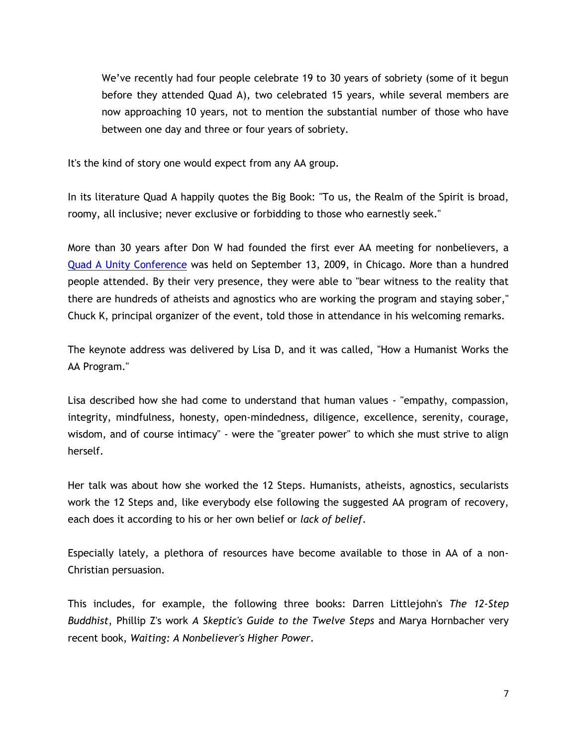> We've recently had four people celebrate 19 to 30 years of sobriety (some of it begun before they attended Quad A), two celebrated 15 years, while several members are now approaching 10 years, not to mention the substantial number of those who have between one day and three or four years of sobriety.

It's the kind of story one would expect from any AA group.

In its literature Quad A happily quotes the Big Book: "To us, the Realm of the Spirit is broad, roomy, all inclusive; never exclusive or forbidding to those who earnestly seek."

More than 30 years after Don W had founded the first ever AA meeting for nonbelievers, a Quad A Unity Conference was held on September 13, 2009, in Chicago. More than a hundred people attended. By their very presence, they were able to "bear witness to the reality that there are hundreds of atheists and agnostics who are working the program and staying sober," Chuck K, principal organizer of the event, told those in attendance in his welcoming remarks.

The keynote address was delivered by Lisa D, and it was called, "How a Humanist Works the AA Program."

Lisa described how she had come to understand that human values - "empathy, compassion, integrity, mindfulness, honesty, open-mindedness, diligence, excellence, serenity, courage, wisdom, and of course intimacy" - were the "greater power" to which she must strive to align herself.

Her talk was about how she worked the 12 Steps. Humanists, atheists, agnostics, secularists work the 12 Steps and, like everybody else following the suggested AA program of recovery, each does it according to his or her own belief or *lack of belief*.

Especially lately, a plethora of resources have become available to those in AA of a non-Christian persuasion.

This includes, for example, the following three books: Darren Littlejohn's *The 12-Step Buddhist*, Phillip Z's work *A Skeptic's Guide to the Twelve Steps* and Marya Hornbacher very recent book, *Waiting: A Nonbeliever's Higher Power*.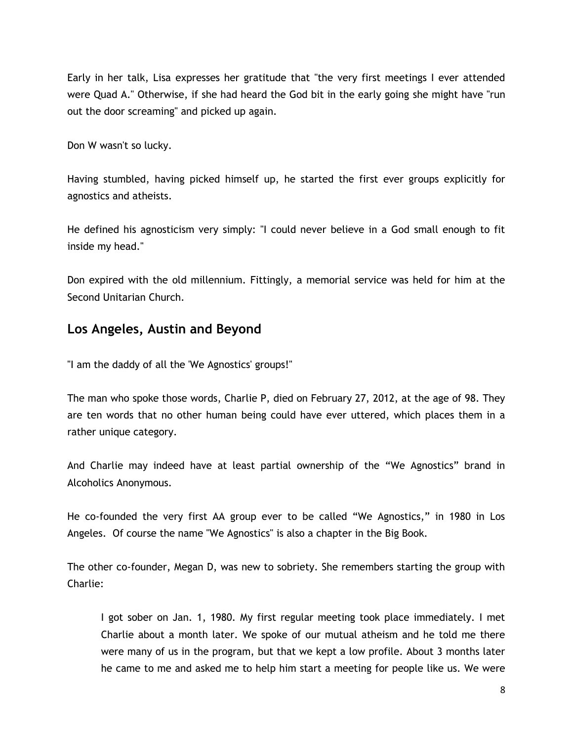Early in her talk, Lisa expresses her gratitude that "the very first meetings I ever attended were Quad A." Otherwise, if she had heard the God bit in the early going she might have "run out the door screaming" and picked up again.

Don W wasn't so lucky.

Having stumbled, having picked himself up, he started the first ever groups explicitly for agnostics and atheists.

He defined his agnosticism very simply: "I could never believe in a God small enough to fit inside my head."

Don expired with the old millennium. Fittingly, a memorial service was held for him at the Second Unitarian Church.

## Los Angeles, Austin and Beyond

"I am the daddy of all the 'We Agnostics' groups!"

The man who spoke those words, Charlie P, died on February 27, 2012, at the age of 98. They are ten words that no other human being could have ever uttered, which places them in a rather unique category.

And Charlie may indeed have at least partial ownership of the "We Agnostics" brand in Alcoholics Anonymous.

He co-founded the very first AA group ever to be called "We Agnostics," in 1980 in Los Angeles. Of course the name "We Agnostics" is also a chapter in the Big Book.

The other co-founder, Megan D, was new to sobriety. She remembers starting the group with Charlie:

> I got sober on Jan. 1, 1980. My first regular meeting took place immediately. I met Charlie about a month later. We spoke of our mutual atheism and he told me there were many of us in the program, but that we kept a low profile. About 3 months later he came to me and asked me to help him start a meeting for people like us. We were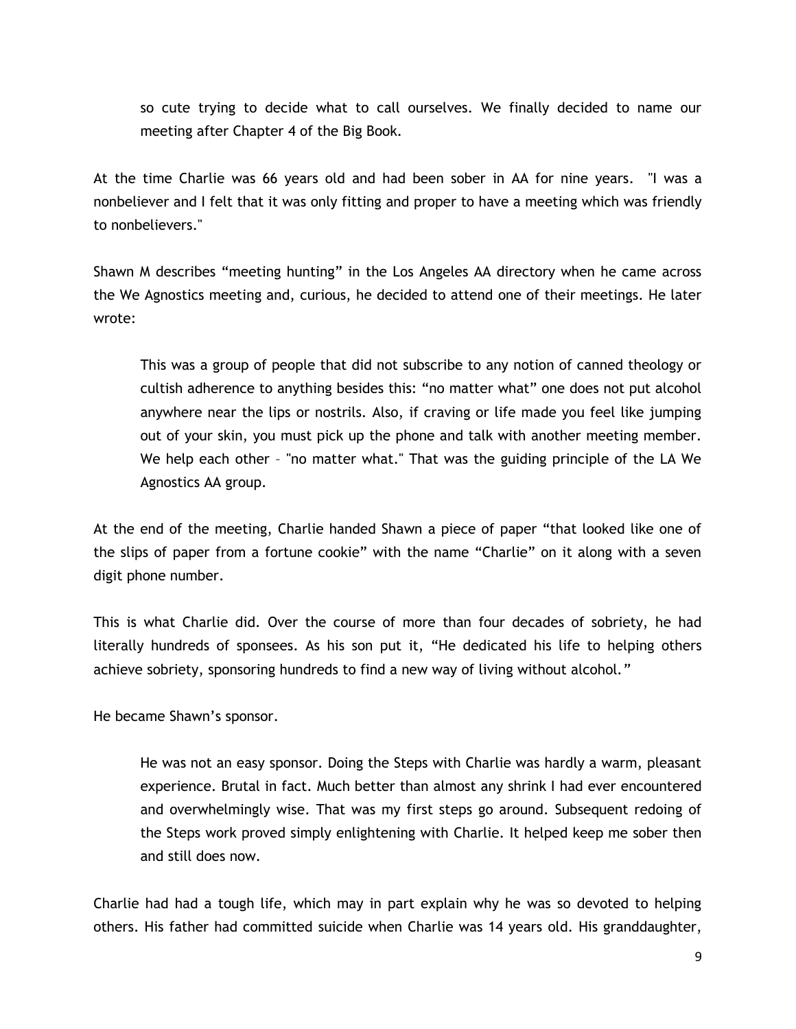> so cute trying to decide what to call ourselves. We finally decided to name our meeting after Chapter 4 of the Big Book.

At the time Charlie was 66 years old and had been sober in AA for nine years. "I was a nonbeliever and I felt that it was only fitting and proper to have a meeting which was friendly to nonbelievers."

Shawn M describes "meeting hunting" in the Los Angeles AA directory when he came across the We Agnostics meeting and, curious, he decided to attend one of their meetings. He later wrote:

> This was a group of people that did not subscribe to any notion of canned theology or cultish adherence to anything besides this: "no matter what" one does not put alcohol anywhere near the lips or nostrils. Also, if craving or life made you feel like jumping out of your skin, you must pick up the phone and talk with another meeting member. We help each other – "no matter what." That was the guiding principle of the LA We Agnostics AA group.

At the end of the meeting, Charlie handed Shawn a piece of paper "that looked like one of the slips of paper from a fortune cookie" with the name "Charlie" on it along with a seven digit phone number.

This is what Charlie did. Over the course of more than four decades of sobriety, he had literally hundreds of sponsees. As his son put it, "He dedicated his life to helping others achieve sobriety, sponsoring hundreds to find a new way of living without alcohol."

He became Shawn's sponsor.

> He was not an easy sponsor. Doing the Steps with Charlie was hardly a warm, pleasant experience. Brutal in fact. Much better than almost any shrink I had ever encountered and overwhelmingly wise. That was my first steps go around. Subsequent redoing of the Steps work proved simply enlightening with Charlie. It helped keep me sober then and still does now.

Charlie had had a tough life, which may in part explain why he was so devoted to helping others. His father had committed suicide when Charlie was 14 years old. His granddaughter,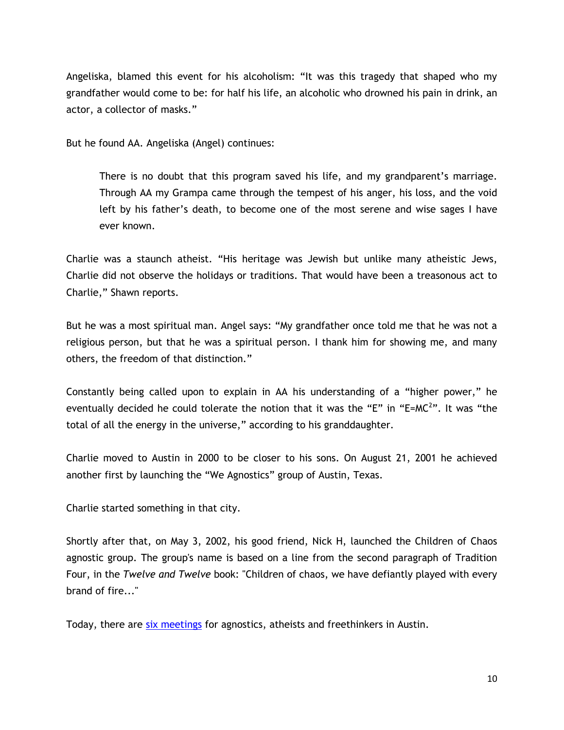Angeliska, blamed this event for his alcoholism: “It was this tragedy that shaped who my grandfather would come to be: for half his life, an alcoholic who drowned his pain in drink, an actor, a collector of masks.”

But he found AA. Angeliska (Angel) continues:

> There is no doubt that this program saved his life, and my grandparent’s marriage. Through AA my Grampa came through the tempest of his anger, his loss, and the void left by his father’s death, to become one of the most serene and wise sages I have ever known.

Charlie was a staunch atheist. “His heritage was Jewish but unlike many atheistic Jews, Charlie did not observe the holidays or traditions. That would have been a treasonous act to Charlie,” Shawn reports.

But he was a most spiritual man. Angel says: “My grandfather once told me that he was not a religious person, but that he was a spiritual person. I thank him for showing me, and many others, the freedom of that distinction.”

Constantly being called upon to explain in AA his understanding of a “higher power,” he eventually decided he could tolerate the notion that it was the “E” in “$E=MC^2$”. It was “the total of all the energy in the universe,” according to his granddaughter.

Charlie moved to Austin in 2000 to be closer to his sons. On August 21, 2001 he achieved another first by launching the “We Agnostics” group of Austin, Texas.

Charlie started something in that city.

Shortly after that, on May 3, 2002, his good friend, Nick H, launched the Children of Chaos agnostic group. The group's name is based on a line from the second paragraph of Tradition Four, in the *Twelve and Twelve* book: "Children of chaos, we have defiantly played with every brand of fire..."

Today, there are [six meetings](six meetings) for agnostics, atheists and freethinkers in Austin.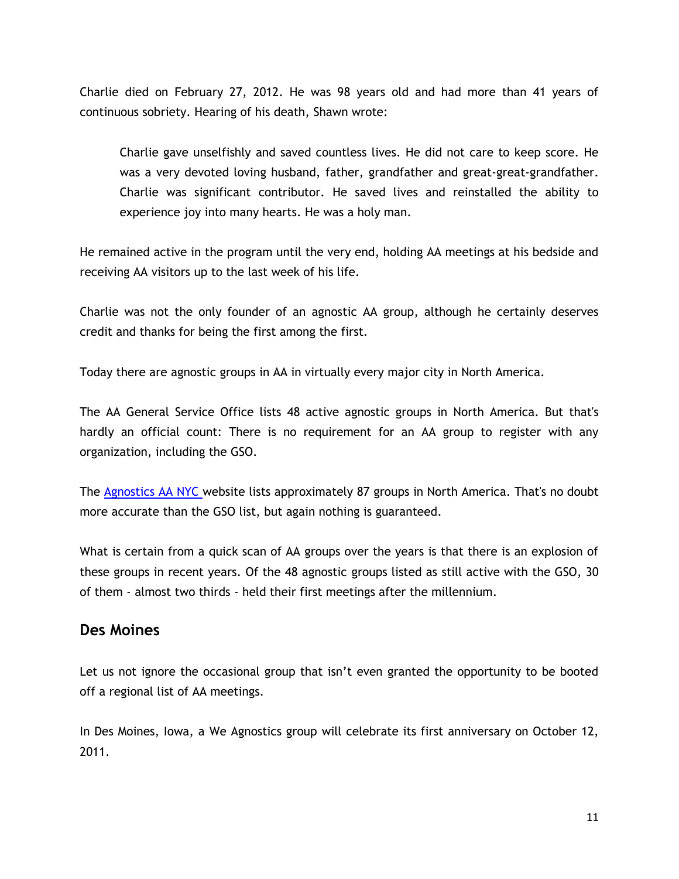Charlie died on February 27, 2012. He was 98 years old and had more than 41 years of continuous sobriety. Hearing of his death, Shawn wrote:

> Charlie gave unselfishly and saved countless lives. He did not care to keep score. He was a very devoted loving husband, father, grandfather and great-great-grandfather. Charlie was significant contributor. He saved lives and reinstalled the ability to experience joy into many hearts. He was a holy man.

He remained active in the program until the very end, holding AA meetings at his bedside and receiving AA visitors up to the last week of his life.

Charlie was not the only founder of an agnostic AA group, although he certainly deserves credit and thanks for being the first among the first.

Today there are agnostic groups in AA in virtually every major city in North America.

The AA General Service Office lists 48 active agnostic groups in North America. But that's hardly an official count: There is no requirement for an AA group to register with any organization, including the GSO.

The Agnostics AA NYC website lists approximately 87 groups in North America. That's no doubt more accurate than the GSO list, but again nothing is guaranteed.

What is certain from a quick scan of AA groups over the years is that there is an explosion of these groups in recent years. Of the 48 agnostic groups listed as still active with the GSO, 30 of them - almost two thirds - held their first meetings after the millennium.

## Des Moines

Let us not ignore the occasional group that isn't even granted the opportunity to be booted off a regional list of AA meetings.

In Des Moines, Iowa, a We Agnostics group will celebrate its first anniversary on October 12, 2011.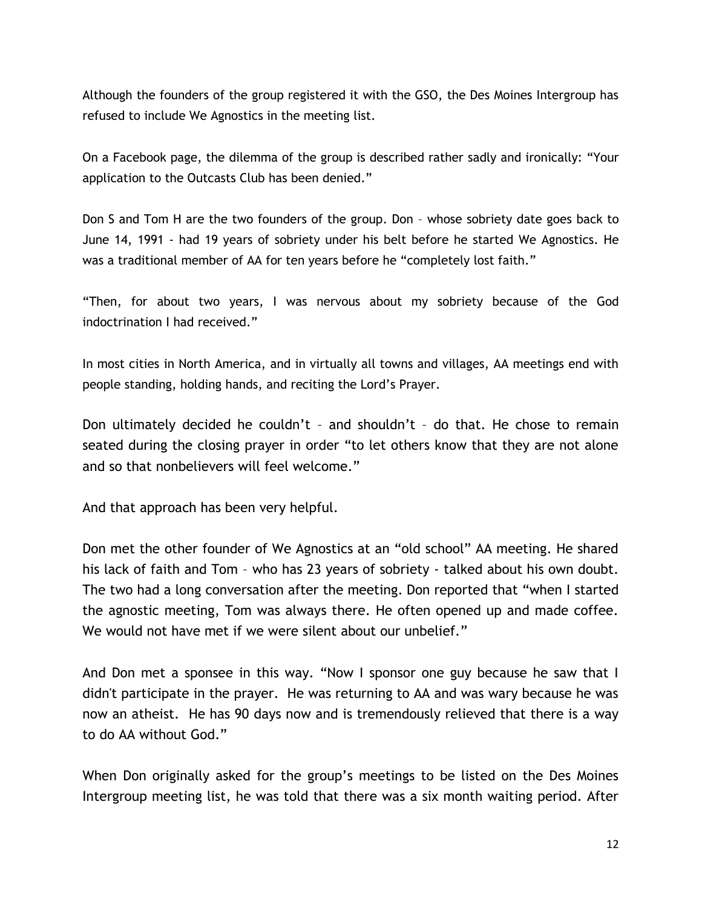Although the founders of the group registered it with the GSO, the Des Moines Intergroup has refused to include We Agnostics in the meeting list.

On a Facebook page, the dilemma of the group is described rather sadly and ironically: "Your application to the Outcasts Club has been denied."

Don S and Tom H are the two founders of the group. Don – whose sobriety date goes back to June 14, 1991 - had 19 years of sobriety under his belt before he started We Agnostics. He was a traditional member of AA for ten years before he "completely lost faith."

"Then, for about two years, I was nervous about my sobriety because of the God indoctrination I had received."

In most cities in North America, and in virtually all towns and villages, AA meetings end with people standing, holding hands, and reciting the Lord's Prayer.

Don ultimately decided he couldn't – and shouldn't – do that. He chose to remain seated during the closing prayer in order "to let others know that they are not alone and so that nonbelievers will feel welcome."

And that approach has been very helpful.

Don met the other founder of We Agnostics at an "old school" AA meeting. He shared his lack of faith and Tom – who has 23 years of sobriety - talked about his own doubt. The two had a long conversation after the meeting. Don reported that "when I started the agnostic meeting, Tom was always there. He often opened up and made coffee. We would not have met if we were silent about our unbelief."

And Don met a sponsee in this way. "Now I sponsor one guy because he saw that I didn't participate in the prayer. He was returning to AA and was wary because he was now an atheist. He has 90 days now and is tremendously relieved that there is a way to do AA without God."

When Don originally asked for the group's meetings to be listed on the Des Moines Intergroup meeting list, he was told that there was a six month waiting period. After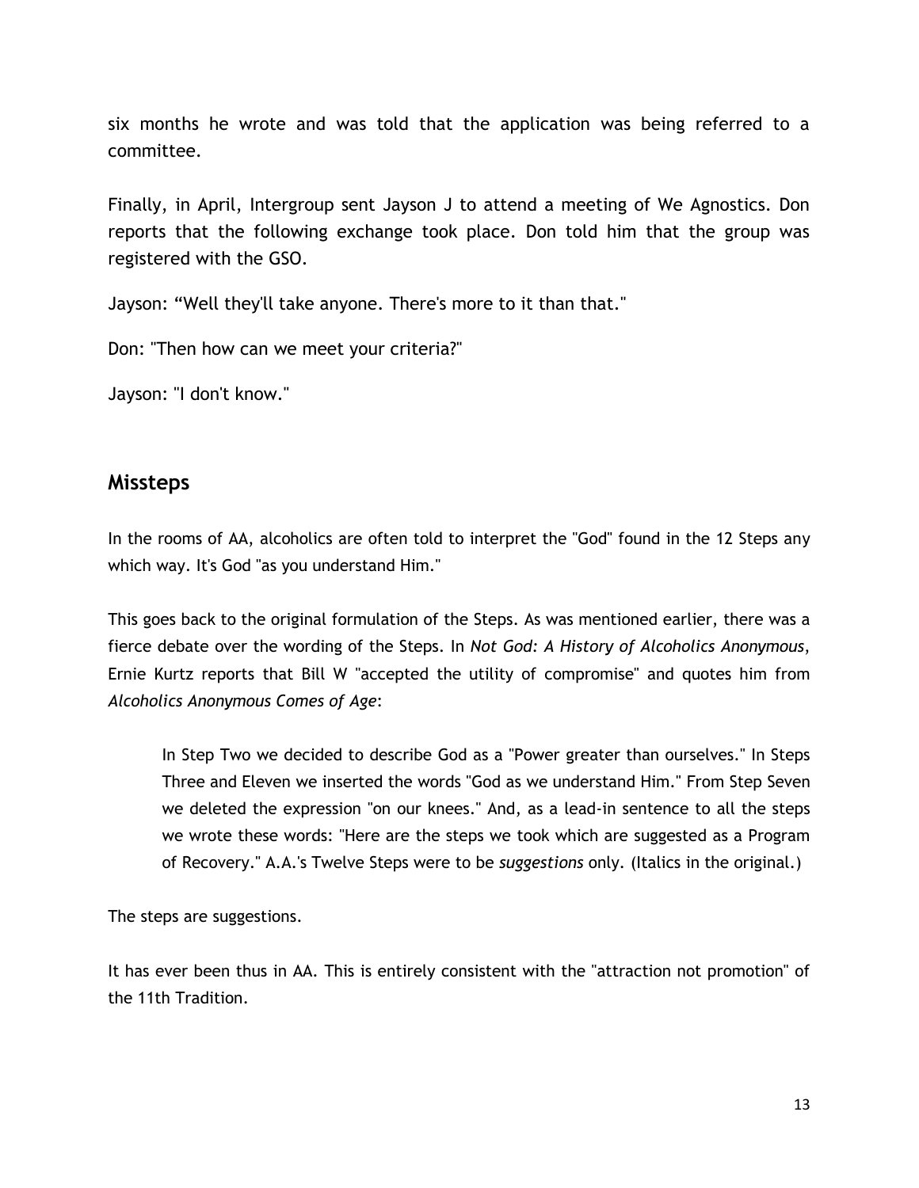six months he wrote and was told that the application was being referred to a committee.

Finally, in April, Intergroup sent Jayson J to attend a meeting of We Agnostics. Don reports that the following exchange took place. Don told him that the group was registered with the GSO.

Jayson: “Well they'll take anyone. There's more to it than that."

Don: "Then how can we meet your criteria?"

Jayson: "I don't know."

## Missteps

In the rooms of AA, alcoholics are often told to interpret the "God" found in the 12 Steps any which way. It's God "as you understand Him."

This goes back to the original formulation of the Steps. As was mentioned earlier, there was a fierce debate over the wording of the Steps. In *Not God: A History of Alcoholics Anonymous*, Ernie Kurtz reports that Bill W "accepted the utility of compromise" and quotes him from *Alcoholics Anonymous Comes of Age*:

> In Step Two we decided to describe God as a "Power greater than ourselves." In Steps Three and Eleven we inserted the words "God as we understand Him." From Step Seven we deleted the expression "on our knees." And, as a lead-in sentence to all the steps we wrote these words: "Here are the steps we took which are suggested as a Program of Recovery." A.A.'s Twelve Steps were to be *suggestions* only. (Italics in the original.)

The steps are suggestions.

It has ever been thus in AA. This is entirely consistent with the "attraction not promotion" of the 11th Tradition.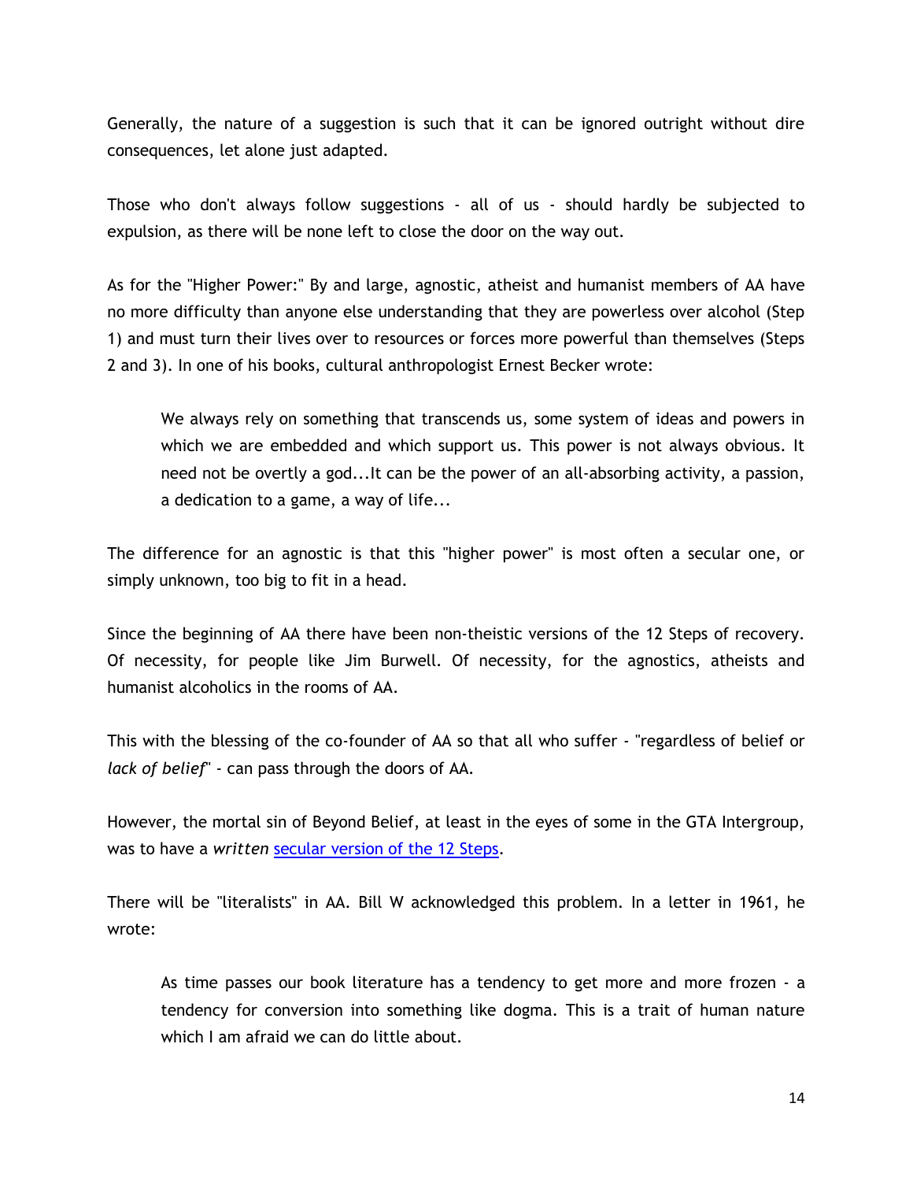Generally, the nature of a suggestion is such that it can be ignored outright without dire consequences, let alone just adapted.

Those who don't always follow suggestions - all of us - should hardly be subjected to expulsion, as there will be none left to close the door on the way out.

As for the "Higher Power:" By and large, agnostic, atheist and humanist members of AA have no more difficulty than anyone else understanding that they are powerless over alcohol (Step 1) and must turn their lives over to resources or forces more powerful than themselves (Steps 2 and 3). In one of his books, cultural anthropologist Ernest Becker wrote:

> We always rely on something that transcends us, some system of ideas and powers in which we are embedded and which support us. This power is not always obvious. It need not be overtly a god...It can be the power of an all-absorbing activity, a passion, a dedication to a game, a way of life...

The difference for an agnostic is that this "higher power" is most often a secular one, or simply unknown, too big to fit in a head.

Since the beginning of AA there have been non-theistic versions of the 12 Steps of recovery. Of necessity, for people like Jim Burwell. Of necessity, for the agnostics, atheists and humanist alcoholics in the rooms of AA.

This with the blessing of the co-founder of AA so that all who suffer - "regardless of belief or *lack of belief*" - can pass through the doors of AA.

However, the mortal sin of Beyond Belief, at least in the eyes of some in the GTA Intergroup, was to have a *written* [secular version of the 12 Steps].

There will be "literalists" in AA. Bill W acknowledged this problem. In a letter in 1961, he wrote:

> As time passes our book literature has a tendency to get more and more frozen - a tendency for conversion into something like dogma. This is a trait of human nature which I am afraid we can do little about.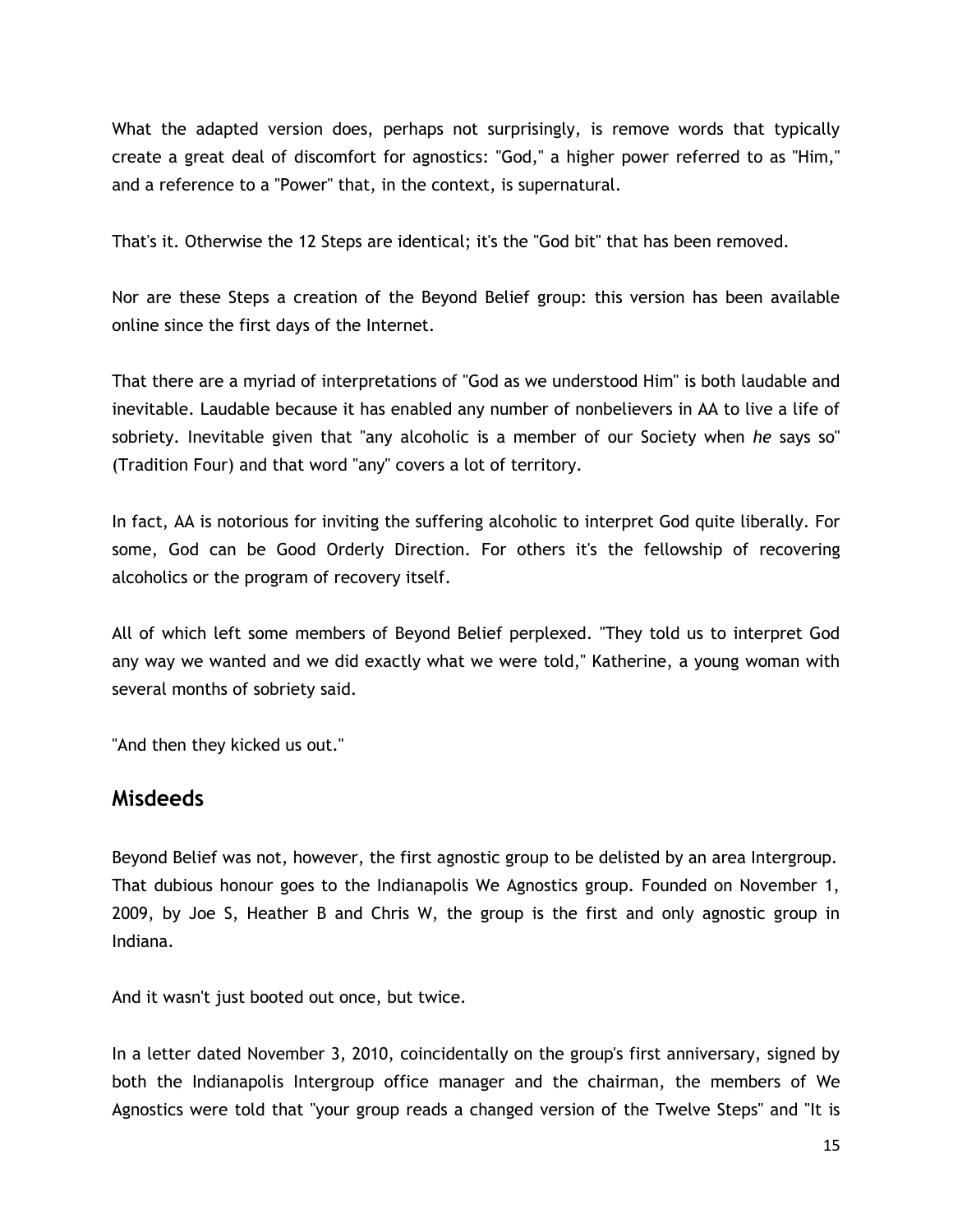What the adapted version does, perhaps not surprisingly, is remove words that typically create a great deal of discomfort for agnostics: "God," a higher power referred to as "Him," and a reference to a "Power" that, in the context, is supernatural.

That's it. Otherwise the 12 Steps are identical; it's the "God bit" that has been removed.

Nor are these Steps a creation of the Beyond Belief group: this version has been available online since the first days of the Internet.

That there are a myriad of interpretations of "God as we understood Him" is both laudable and inevitable. Laudable because it has enabled any number of nonbelievers in AA to live a life of sobriety. Inevitable given that "any alcoholic is a member of our Society when *he* says so" (Tradition Four) and that word "any" covers a lot of territory.

In fact, AA is notorious for inviting the suffering alcoholic to interpret God quite liberally. For some, God can be Good Orderly Direction. For others it's the fellowship of recovering alcoholics or the program of recovery itself.

All of which left some members of Beyond Belief perplexed. "They told us to interpret God any way we wanted and we did exactly what we were told," Katherine, a young woman with several months of sobriety said.

"And then they kicked us out."

## Misdeeds

Beyond Belief was not, however, the first agnostic group to be delisted by an area Intergroup. That dubious honour goes to the Indianapolis We Agnostics group. Founded on November 1, 2009, by Joe S, Heather B and Chris W, the group is the first and only agnostic group in Indiana.

And it wasn't just booted out once, but twice.

In a letter dated November 3, 2010, coincidentally on the group's first anniversary, signed by both the Indianapolis Intergroup office manager and the chairman, the members of We Agnostics were told that "your group reads a changed version of the Twelve Steps" and "It is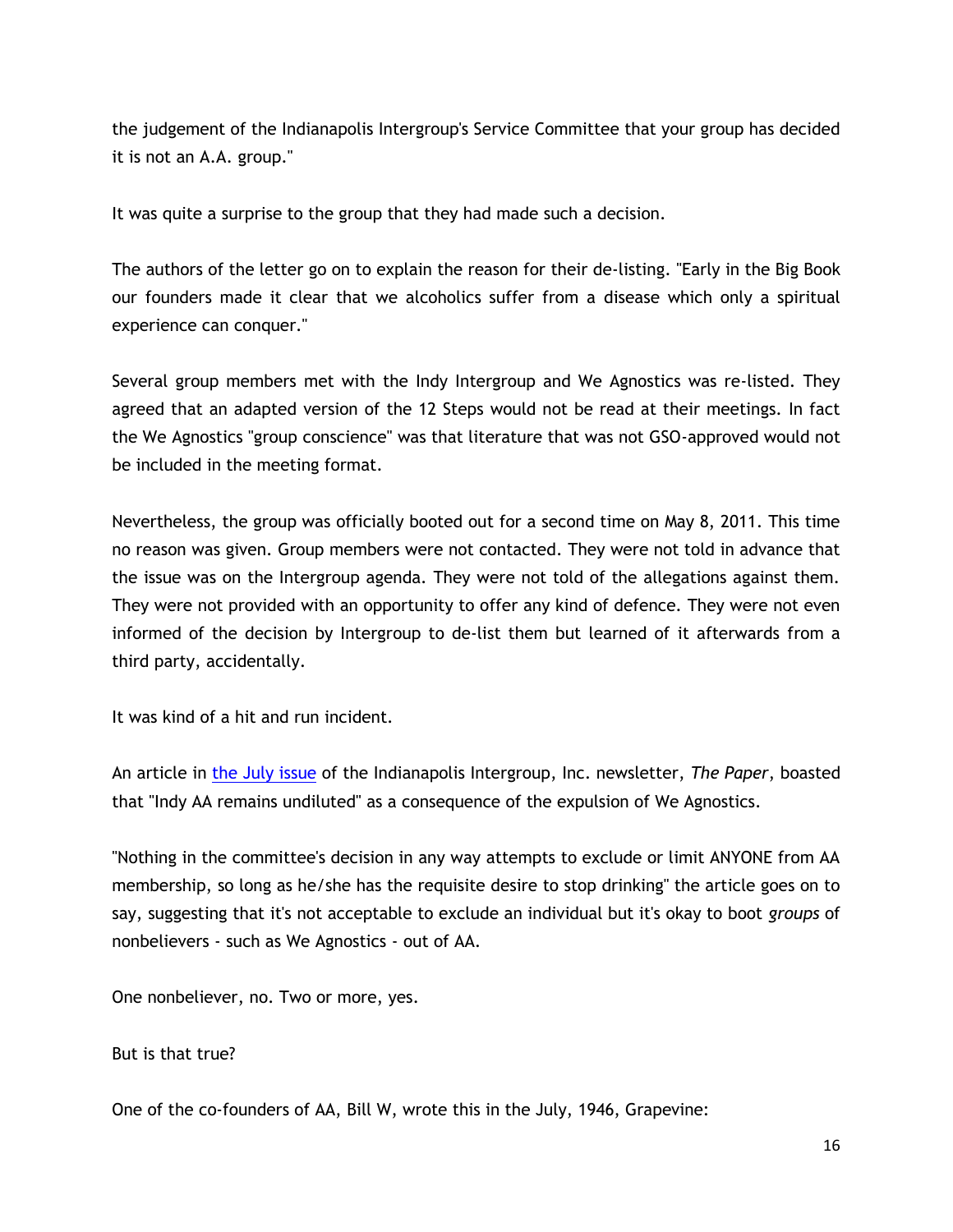the judgement of the Indianapolis Intergroup's Service Committee that your group has decided it is not an A.A. group."

It was quite a surprise to the group that they had made such a decision.

The authors of the letter go on to explain the reason for their de-listing. "Early in the Big Book our founders made it clear that we alcoholics suffer from a disease which only a spiritual experience can conquer."

Several group members met with the Indy Intergroup and We Agnostics was re-listed. They agreed that an adapted version of the 12 Steps would not be read at their meetings. In fact the We Agnostics "group conscience" was that literature that was not GSO-approved would not be included in the meeting format.

Nevertheless, the group was officially booted out for a second time on May 8, 2011. This time no reason was given. Group members were not contacted. They were not told in advance that the issue was on the Intergroup agenda. They were not told of the allegations against them. They were not provided with an opportunity to offer any kind of defence. They were not even informed of the decision by Intergroup to de-list them but learned of it afterwards from a third party, accidentally.

It was kind of a hit and run incident.

An article in the July issue of the Indianapolis Intergroup, Inc. newsletter, *The Paper*, boasted that "Indy AA remains undiluted" as a consequence of the expulsion of We Agnostics.

"Nothing in the committee's decision in any way attempts to exclude or limit ANYONE from AA membership, so long as he/she has the requisite desire to stop drinking" the article goes on to say, suggesting that it's not acceptable to exclude an individual but it's okay to boot *groups* of nonbelievers - such as We Agnostics - out of AA.

One nonbeliever, no. Two or more, yes.

But is that true?

One of the co-founders of AA, Bill W, wrote this in the July, 1946, Grapevine: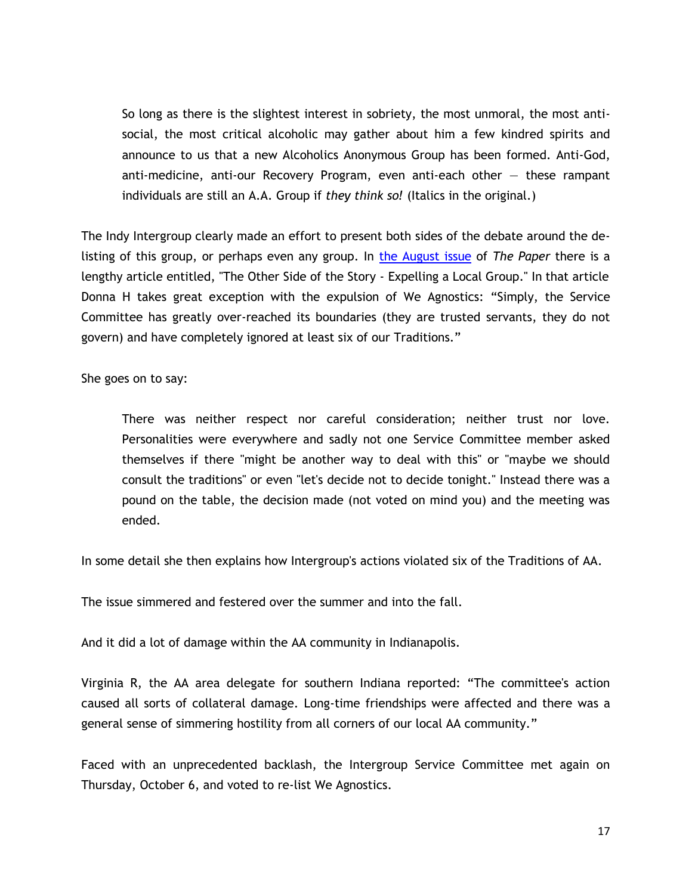> So long as there is the slightest interest in sobriety, the most unmoral, the most anti-social, the most critical alcoholic may gather about him a few kindred spirits and announce to us that a new Alcoholics Anonymous Group has been formed. Anti-God, anti-medicine, anti-our Recovery Program, even anti-each other — these rampant individuals are still an A.A. Group if *they think so!* (Italics in the original.)

The Indy Intergroup clearly made an effort to present both sides of the debate around the de-listing of this group, or perhaps even any group. In the August issue of *The Paper* there is a lengthy article entitled, "The Other Side of the Story - Expelling a Local Group." In that article Donna H takes great exception with the expulsion of We Agnostics: "Simply, the Service Committee has greatly over-reached its boundaries (they are trusted servants, they do not govern) and have completely ignored at least six of our Traditions."

She goes on to say:

> There was neither respect nor careful consideration; neither trust nor love. Personalities were everywhere and sadly not one Service Committee member asked themselves if there "might be another way to deal with this" or "maybe we should consult the traditions" or even "let's decide not to decide tonight." Instead there was a pound on the table, the decision made (not voted on mind you) and the meeting was ended.

In some detail she then explains how Intergroup's actions violated six of the Traditions of AA.

The issue simmered and festered over the summer and into the fall.

And it did a lot of damage within the AA community in Indianapolis.

Virginia R, the AA area delegate for southern Indiana reported: "The committee's action caused all sorts of collateral damage. Long-time friendships were affected and there was a general sense of simmering hostility from all corners of our local AA community."

Faced with an unprecedented backlash, the Intergroup Service Committee met again on Thursday, October 6, and voted to re-list We Agnostics.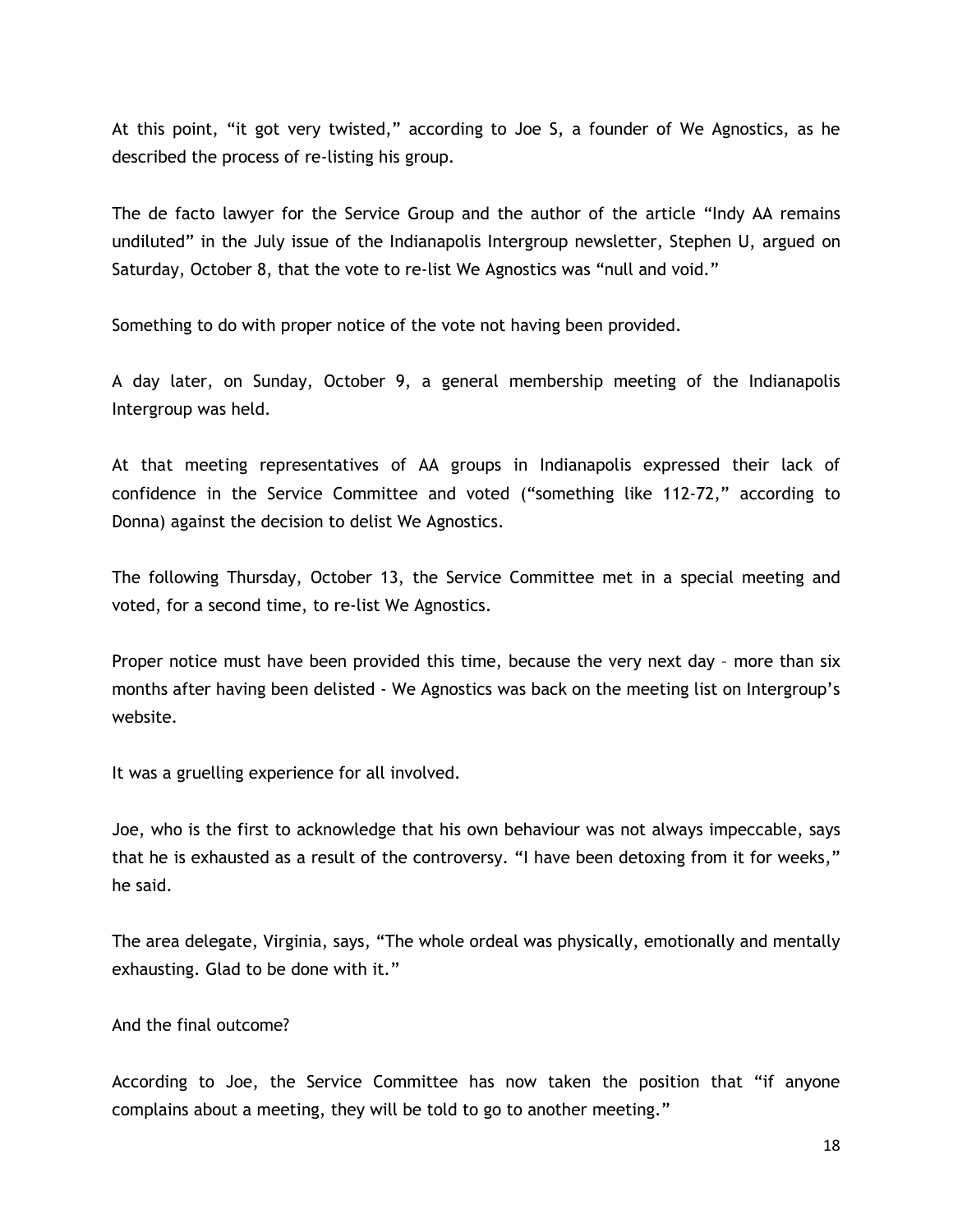At this point, “it got very twisted,” according to Joe S, a founder of We Agnostics, as he described the process of re-listing his group.

The de facto lawyer for the Service Group and the author of the article “Indy AA remains undiluted” in the July issue of the Indianapolis Intergroup newsletter, Stephen U, argued on Saturday, October 8, that the vote to re-list We Agnostics was “null and void.”

Something to do with proper notice of the vote not having been provided.

A day later, on Sunday, October 9, a general membership meeting of the Indianapolis Intergroup was held.

At that meeting representatives of AA groups in Indianapolis expressed their lack of confidence in the Service Committee and voted (“something like 112-72,” according to Donna) against the decision to delist We Agnostics.

The following Thursday, October 13, the Service Committee met in a special meeting and voted, for a second time, to re-list We Agnostics.

Proper notice must have been provided this time, because the very next day – more than six months after having been delisted - We Agnostics was back on the meeting list on Intergroup’s website.

It was a gruelling experience for all involved.

Joe, who is the first to acknowledge that his own behaviour was not always impeccable, says that he is exhausted as a result of the controversy. “I have been detoxing from it for weeks,” he said.

The area delegate, Virginia, says, “The whole ordeal was physically, emotionally and mentally exhausting. Glad to be done with it.”

And the final outcome?

According to Joe, the Service Committee has now taken the position that “if anyone complains about a meeting, they will be told to go to another meeting.”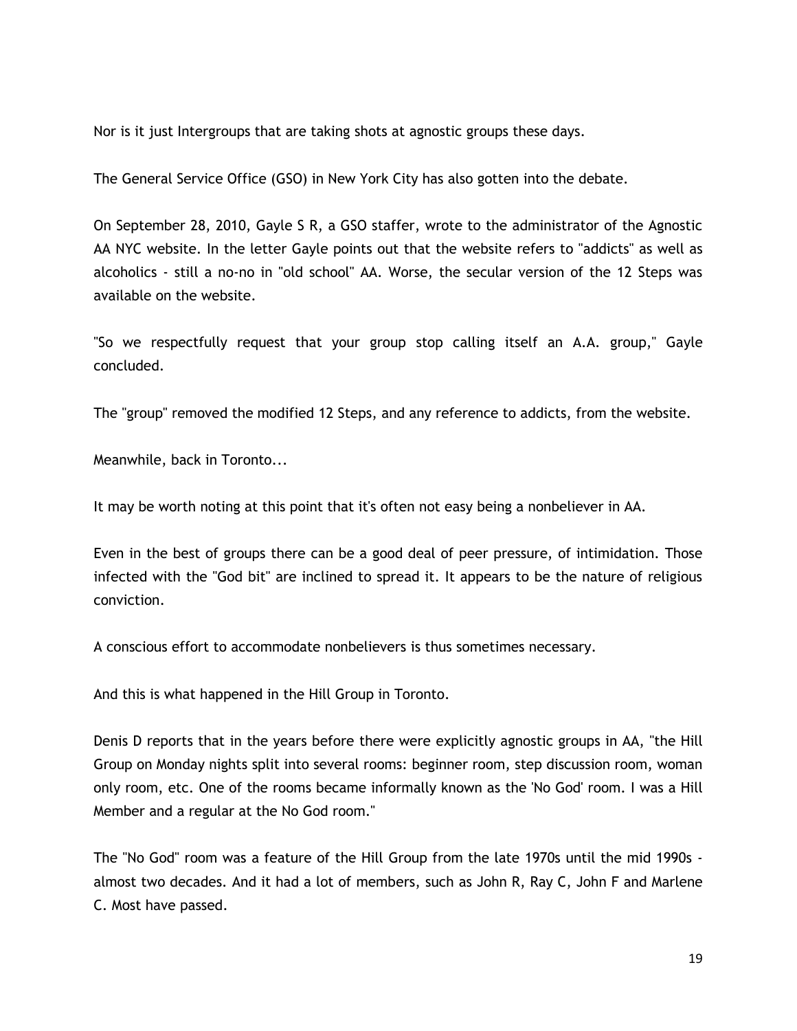Nor is it just Intergroups that are taking shots at agnostic groups these days.

The General Service Office (GSO) in New York City has also gotten into the debate.

On September 28, 2010, Gayle S R, a GSO staffer, wrote to the administrator of the Agnostic AA NYC website. In the letter Gayle points out that the website refers to "addicts" as well as alcoholics - still a no-no in "old school" AA. Worse, the secular version of the 12 Steps was available on the website.

"So we respectfully request that your group stop calling itself an A.A. group," Gayle concluded.

The "group" removed the modified 12 Steps, and any reference to addicts, from the website.

Meanwhile, back in Toronto...

It may be worth noting at this point that it's often not easy being a nonbeliever in AA.

Even in the best of groups there can be a good deal of peer pressure, of intimidation. Those infected with the "God bit" are inclined to spread it. It appears to be the nature of religious conviction.

A conscious effort to accommodate nonbelievers is thus sometimes necessary.

And this is what happened in the Hill Group in Toronto.

Denis D reports that in the years before there were explicitly agnostic groups in AA, "the Hill Group on Monday nights split into several rooms: beginner room, step discussion room, woman only room, etc. One of the rooms became informally known as the 'No God' room. I was a Hill Member and a regular at the No God room."

The "No God" room was a feature of the Hill Group from the late 1970s until the mid 1990s - almost two decades. And it had a lot of members, such as John R, Ray C, John F and Marlene C. Most have passed.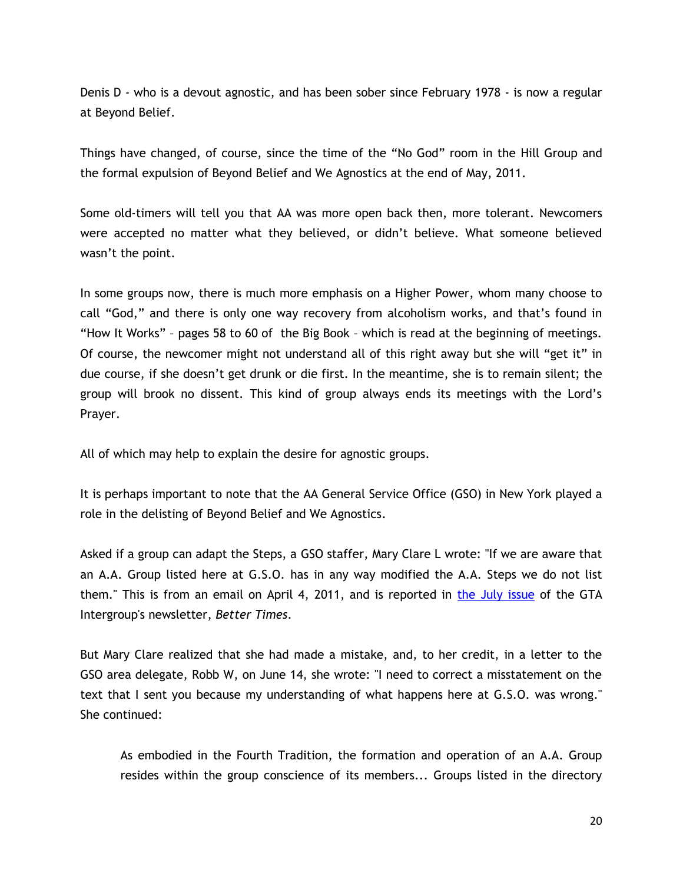Denis D - who is a devout agnostic, and has been sober since February 1978 - is now a regular at Beyond Belief.

Things have changed, of course, since the time of the “No God” room in the Hill Group and the formal expulsion of Beyond Belief and We Agnostics at the end of May, 2011.

Some old-timers will tell you that AA was more open back then, more tolerant. Newcomers were accepted no matter what they believed, or didn’t believe. What someone believed wasn’t the point.

In some groups now, there is much more emphasis on a Higher Power, whom many choose to call “God,” and there is only one way recovery from alcoholism works, and that’s found in “How It Works” – pages 58 to 60 of the Big Book – which is read at the beginning of meetings. Of course, the newcomer might not understand all of this right away but she will “get it” in due course, if she doesn’t get drunk or die first. In the meantime, she is to remain silent; the group will brook no dissent. This kind of group always ends its meetings with the Lord’s Prayer.

All of which may help to explain the desire for agnostic groups.

It is perhaps important to note that the AA General Service Office (GSO) in New York played a role in the delisting of Beyond Belief and We Agnostics.

Asked if a group can adapt the Steps, a GSO staffer, Mary Clare L wrote: "If we are aware that an A.A. Group listed here at G.S.O. has in any way modified the A.A. Steps we do not list them." This is from an email on April 4, 2011, and is reported in [the July issue] of the GTA Intergroup's newsletter, *Better Times*.

But Mary Clare realized that she had made a mistake, and, to her credit, in a letter to the GSO area delegate, Robb W, on June 14, she wrote: "I need to correct a misstatement on the text that I sent you because my understanding of what happens here at G.S.O. was wrong." She continued:

> As embodied in the Fourth Tradition, the formation and operation of an A.A. Group resides within the group conscience of its members... Groups listed in the directory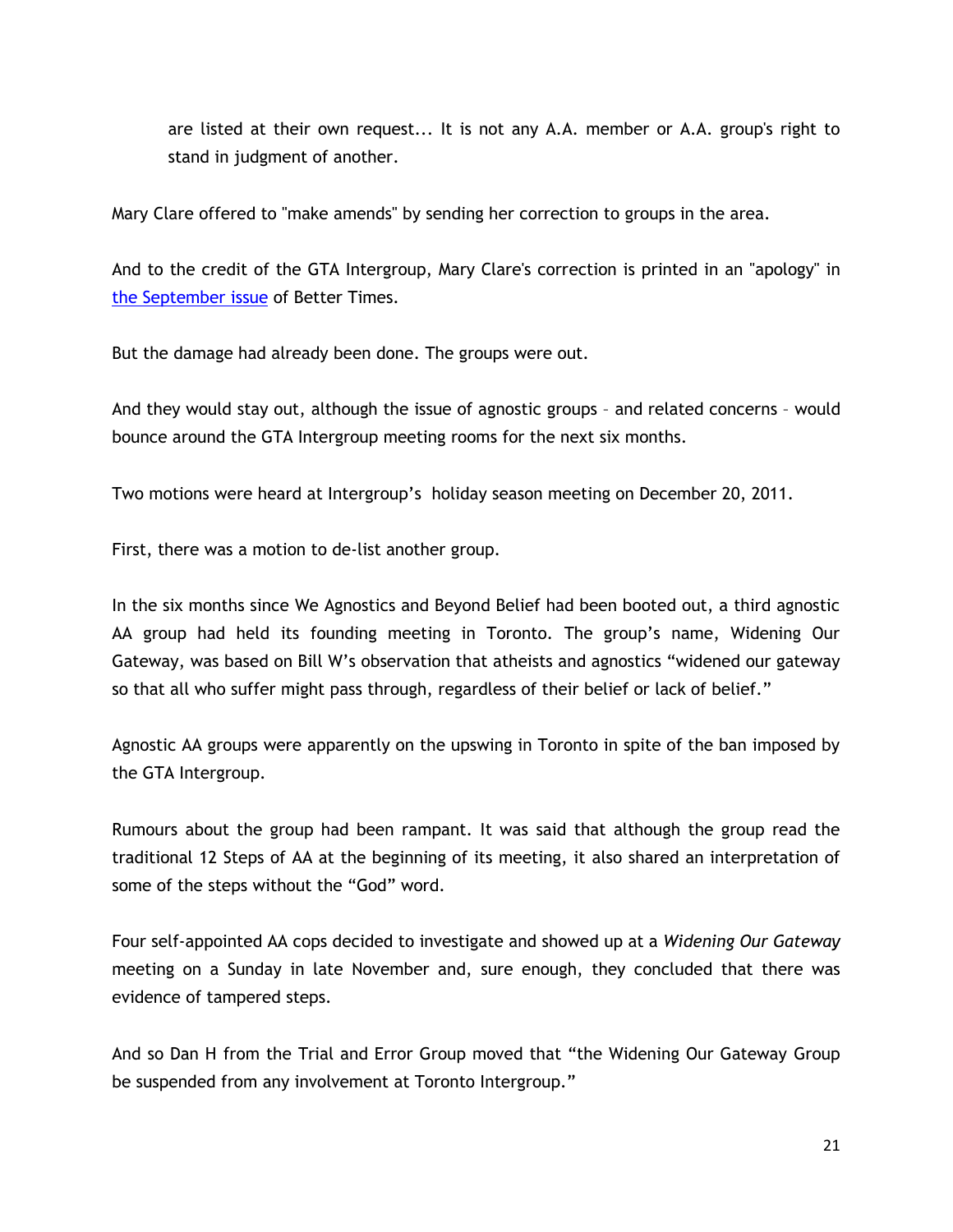> are listed at their own request... It is not any A.A. member or A.A. group's right to stand in judgment of another.

Mary Clare offered to "make amends" by sending her correction to groups in the area.

And to the credit of the GTA Intergroup, Mary Clare's correction is printed in an "apology" in [the September issue]() of Better Times.

But the damage had already been done. The groups were out.

And they would stay out, although the issue of agnostic groups – and related concerns – would bounce around the GTA Intergroup meeting rooms for the next six months.

Two motions were heard at Intergroup's holiday season meeting on December 20, 2011.

First, there was a motion to de-list another group.

In the six months since We Agnostics and Beyond Belief had been booted out, a third agnostic AA group had held its founding meeting in Toronto. The group's name, Widening Our Gateway, was based on Bill W's observation that atheists and agnostics "widened our gateway so that all who suffer might pass through, regardless of their belief or lack of belief."

Agnostic AA groups were apparently on the upswing in Toronto in spite of the ban imposed by the GTA Intergroup.

Rumours about the group had been rampant. It was said that although the group read the traditional 12 Steps of AA at the beginning of its meeting, it also shared an interpretation of some of the steps without the "God" word.

Four self-appointed AA cops decided to investigate and showed up at a *Widening Our Gateway* meeting on a Sunday in late November and, sure enough, they concluded that there was evidence of tampered steps.

And so Dan H from the Trial and Error Group moved that "the Widening Our Gateway Group be suspended from any involvement at Toronto Intergroup."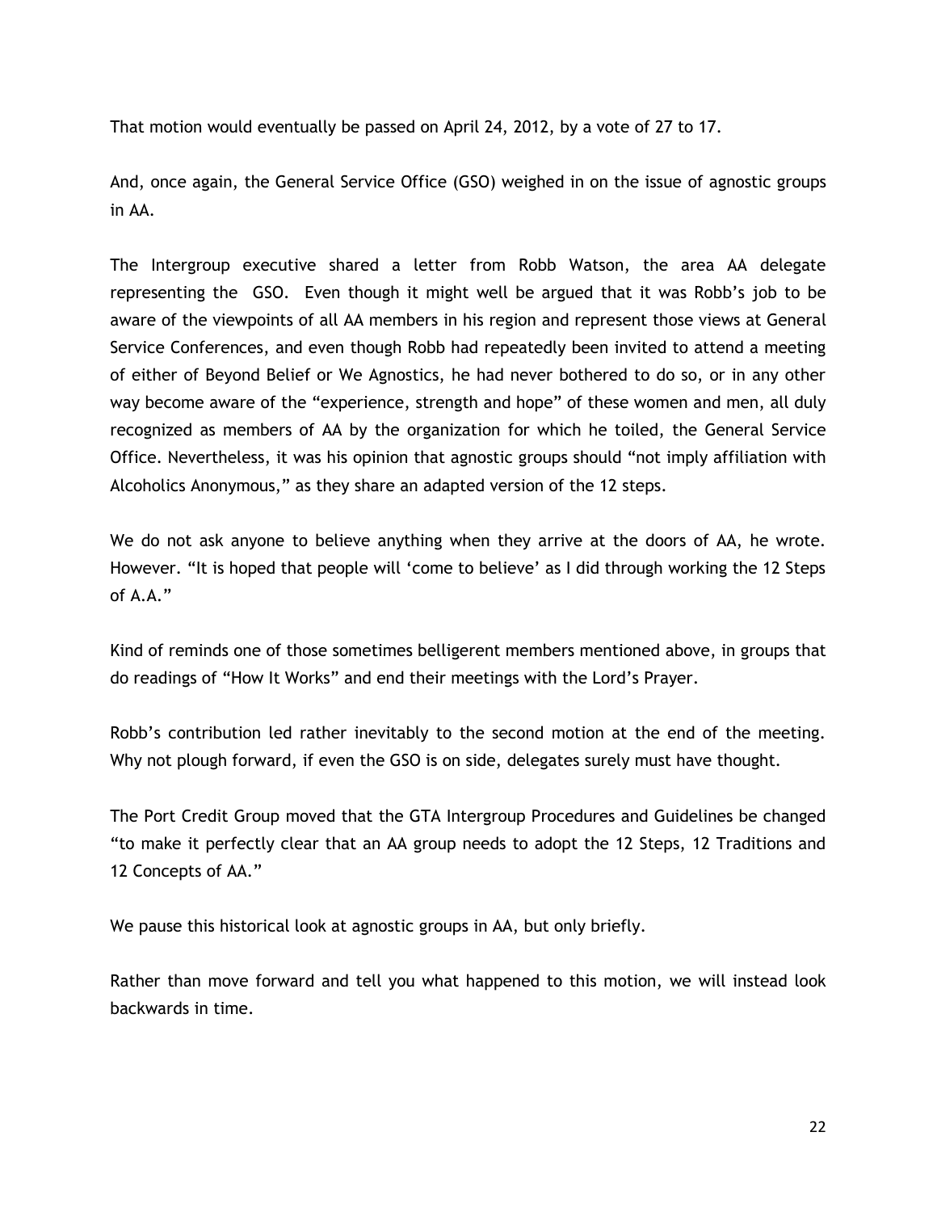That motion would eventually be passed on April 24, 2012, by a vote of 27 to 17.

And, once again, the General Service Office (GSO) weighed in on the issue of agnostic groups in AA.

The Intergroup executive shared a letter from Robb Watson, the area AA delegate representing the GSO. Even though it might well be argued that it was Robb's job to be aware of the viewpoints of all AA members in his region and represent those views at General Service Conferences, and even though Robb had repeatedly been invited to attend a meeting of either of Beyond Belief or We Agnostics, he had never bothered to do so, or in any other way become aware of the "experience, strength and hope" of these women and men, all duly recognized as members of AA by the organization for which he toiled, the General Service Office. Nevertheless, it was his opinion that agnostic groups should "not imply affiliation with Alcoholics Anonymous," as they share an adapted version of the 12 steps.

We do not ask anyone to believe anything when they arrive at the doors of AA, he wrote. However. "It is hoped that people will 'come to believe' as I did through working the 12 Steps of A.A."

Kind of reminds one of those sometimes belligerent members mentioned above, in groups that do readings of "How It Works" and end their meetings with the Lord's Prayer.

Robb's contribution led rather inevitably to the second motion at the end of the meeting. Why not plough forward, if even the GSO is on side, delegates surely must have thought.

The Port Credit Group moved that the GTA Intergroup Procedures and Guidelines be changed "to make it perfectly clear that an AA group needs to adopt the 12 Steps, 12 Traditions and 12 Concepts of AA."

We pause this historical look at agnostic groups in AA, but only briefly.

Rather than move forward and tell you what happened to this motion, we will instead look backwards in time.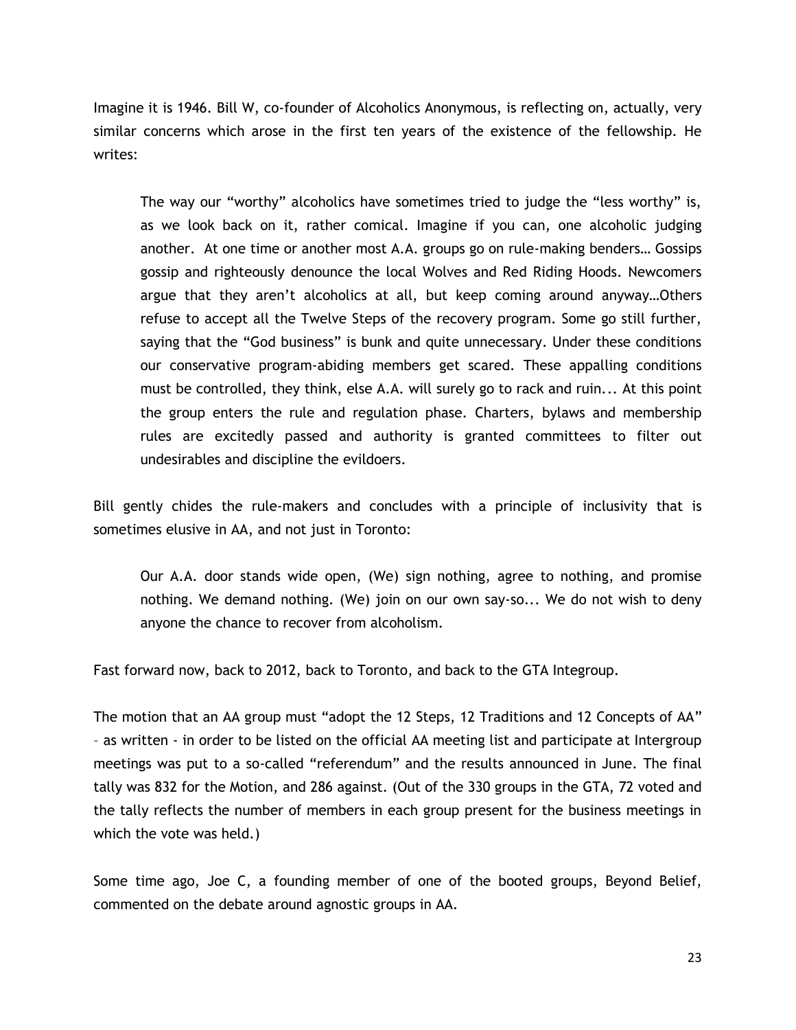Imagine it is 1946. Bill W, co-founder of Alcoholics Anonymous, is reflecting on, actually, very similar concerns which arose in the first ten years of the existence of the fellowship. He writes:

> The way our "worthy" alcoholics have sometimes tried to judge the "less worthy" is, as we look back on it, rather comical. Imagine if you can, one alcoholic judging another. At one time or another most A.A. groups go on rule-making benders… Gossips gossip and righteously denounce the local Wolves and Red Riding Hoods. Newcomers argue that they aren't alcoholics at all, but keep coming around anyway…Others refuse to accept all the Twelve Steps of the recovery program. Some go still further, saying that the "God business" is bunk and quite unnecessary. Under these conditions our conservative program-abiding members get scared. These appalling conditions must be controlled, they think, else A.A. will surely go to rack and ruin... At this point the group enters the rule and regulation phase. Charters, bylaws and membership rules are excitedly passed and authority is granted committees to filter out undesirables and discipline the evildoers.

Bill gently chides the rule-makers and concludes with a principle of inclusivity that is sometimes elusive in AA, and not just in Toronto:

> Our A.A. door stands wide open, (We) sign nothing, agree to nothing, and promise nothing. We demand nothing. (We) join on our own say-so... We do not wish to deny anyone the chance to recover from alcoholism.

Fast forward now, back to 2012, back to Toronto, and back to the GTA Integroup.

The motion that an AA group must "adopt the 12 Steps, 12 Traditions and 12 Concepts of AA" – as written - in order to be listed on the official AA meeting list and participate at Intergroup meetings was put to a so-called "referendum" and the results announced in June. The final tally was 832 for the Motion, and 286 against. (Out of the 330 groups in the GTA, 72 voted and the tally reflects the number of members in each group present for the business meetings in which the vote was held.)

Some time ago, Joe C, a founding member of one of the booted groups, Beyond Belief, commented on the debate around agnostic groups in AA.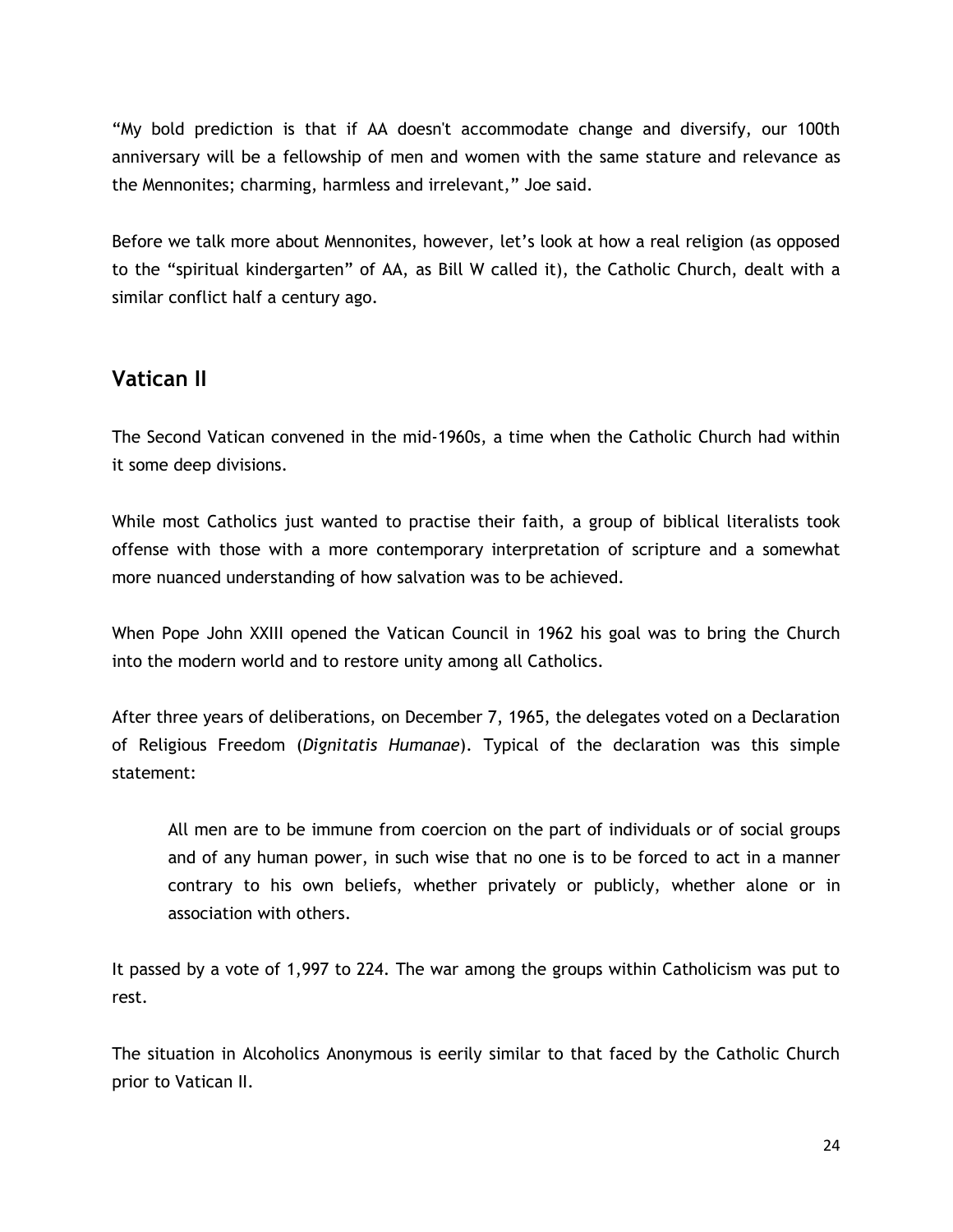"My bold prediction is that if AA doesn't accommodate change and diversify, our 100th anniversary will be a fellowship of men and women with the same stature and relevance as the Mennonites; charming, harmless and irrelevant," Joe said.

Before we talk more about Mennonites, however, let's look at how a real religion (as opposed to the "spiritual kindergarten" of AA, as Bill W called it), the Catholic Church, dealt with a similar conflict half a century ago.

## Vatican II

The Second Vatican convened in the mid-1960s, a time when the Catholic Church had within it some deep divisions.

While most Catholics just wanted to practise their faith, a group of biblical literalists took offense with those with a more contemporary interpretation of scripture and a somewhat more nuanced understanding of how salvation was to be achieved.

When Pope John XXIII opened the Vatican Council in 1962 his goal was to bring the Church into the modern world and to restore unity among all Catholics.

After three years of deliberations, on December 7, 1965, the delegates voted on a Declaration of Religious Freedom (*Dignitatis Humanae*). Typical of the declaration was this simple statement:

> All men are to be immune from coercion on the part of individuals or of social groups and of any human power, in such wise that no one is to be forced to act in a manner contrary to his own beliefs, whether privately or publicly, whether alone or in association with others.

It passed by a vote of 1,997 to 224. The war among the groups within Catholicism was put to rest.

The situation in Alcoholics Anonymous is eerily similar to that faced by the Catholic Church prior to Vatican II.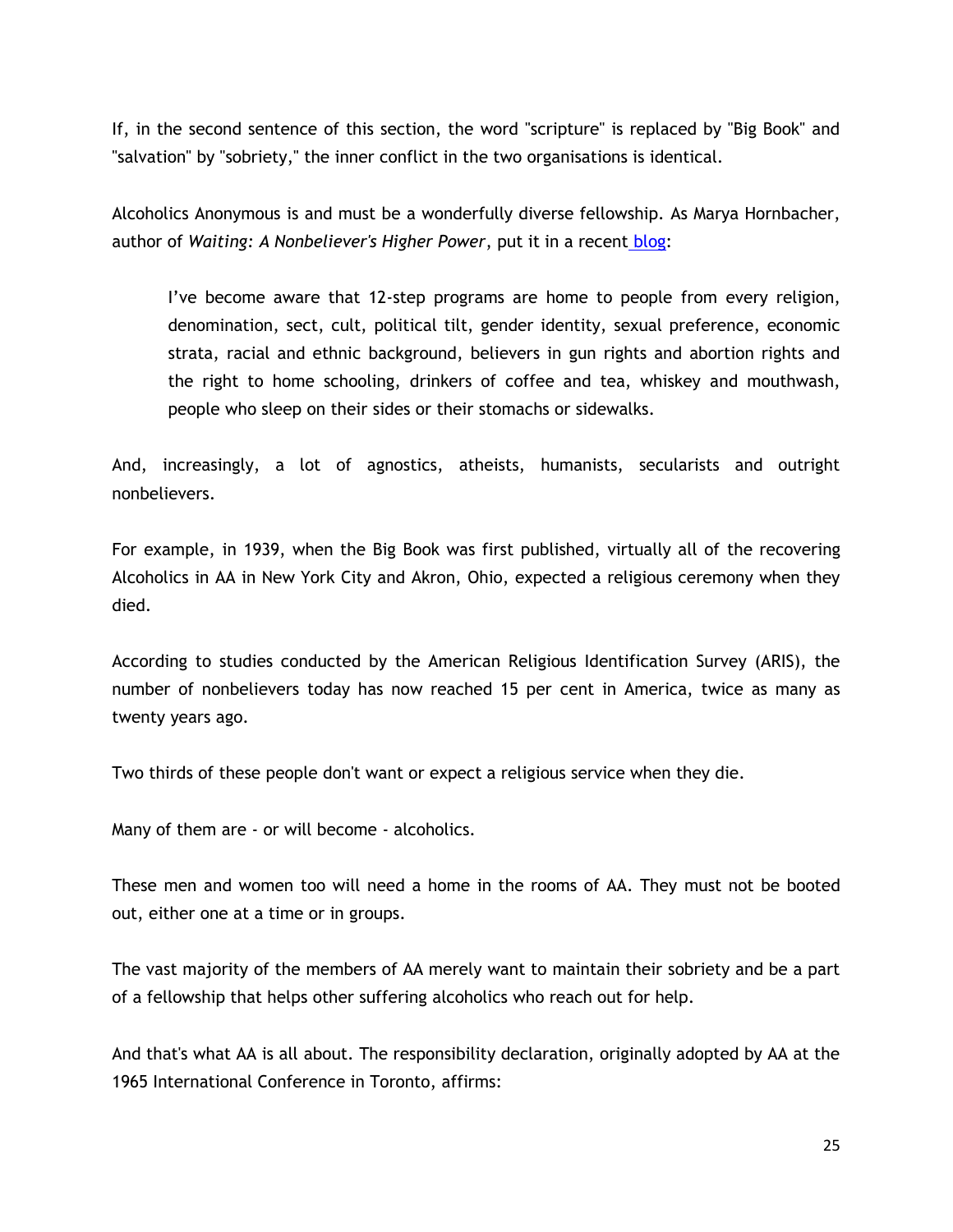If, in the second sentence of this section, the word "scripture" is replaced by "Big Book" and "salvation" by "sobriety," the inner conflict in the two organisations is identical.

Alcoholics Anonymous is and must be a wonderfully diverse fellowship. As Marya Hornbacher, author of *Waiting: A Nonbeliever's Higher Power*, put it in a recent [blog](#):

> I've become aware that 12-step programs are home to people from every religion, denomination, sect, cult, political tilt, gender identity, sexual preference, economic strata, racial and ethnic background, believers in gun rights and abortion rights and the right to home schooling, drinkers of coffee and tea, whiskey and mouthwash, people who sleep on their sides or their stomachs or sidewalks.

And, increasingly, a lot of agnostics, atheists, humanists, secularists and outright nonbelievers.

For example, in 1939, when the Big Book was first published, virtually all of the recovering Alcoholics in AA in New York City and Akron, Ohio, expected a religious ceremony when they died.

According to studies conducted by the American Religious Identification Survey (ARIS), the number of nonbelievers today has now reached 15 per cent in America, twice as many as twenty years ago.

Two thirds of these people don't want or expect a religious service when they die.

Many of them are - or will become - alcoholics.

These men and women too will need a home in the rooms of AA. They must not be booted out, either one at a time or in groups.

The vast majority of the members of AA merely want to maintain their sobriety and be a part of a fellowship that helps other suffering alcoholics who reach out for help.

And that's what AA is all about. The responsibility declaration, originally adopted by AA at the 1965 International Conference in Toronto, affirms: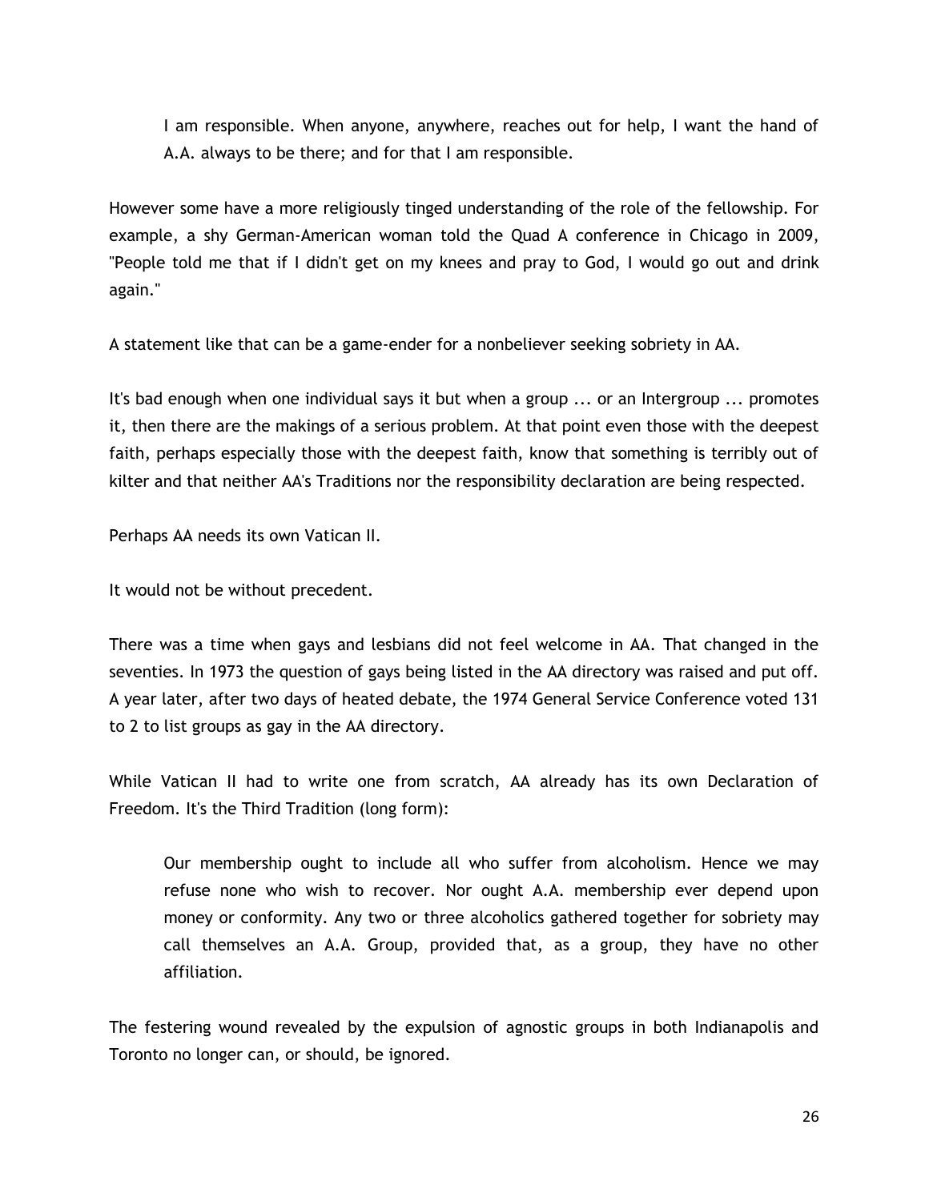> I am responsible. When anyone, anywhere, reaches out for help, I want the hand of A.A. always to be there; and for that I am responsible.

However some have a more religiously tinged understanding of the role of the fellowship. For example, a shy German-American woman told the Quad A conference in Chicago in 2009, "People told me that if I didn't get on my knees and pray to God, I would go out and drink again."

A statement like that can be a game-ender for a nonbeliever seeking sobriety in AA.

It's bad enough when one individual says it but when a group ... or an Intergroup ... promotes it, then there are the makings of a serious problem. At that point even those with the deepest faith, perhaps especially those with the deepest faith, know that something is terribly out of kilter and that neither AA's Traditions nor the responsibility declaration are being respected.

Perhaps AA needs its own Vatican II.

It would not be without precedent.

There was a time when gays and lesbians did not feel welcome in AA. That changed in the seventies. In 1973 the question of gays being listed in the AA directory was raised and put off. A year later, after two days of heated debate, the 1974 General Service Conference voted 131 to 2 to list groups as gay in the AA directory.

While Vatican II had to write one from scratch, AA already has its own Declaration of Freedom. It's the Third Tradition (long form):

> Our membership ought to include all who suffer from alcoholism. Hence we may refuse none who wish to recover. Nor ought A.A. membership ever depend upon money or conformity. Any two or three alcoholics gathered together for sobriety may call themselves an A.A. Group, provided that, as a group, they have no other affiliation.

The festering wound revealed by the expulsion of agnostic groups in both Indianapolis and Toronto no longer can, or should, be ignored.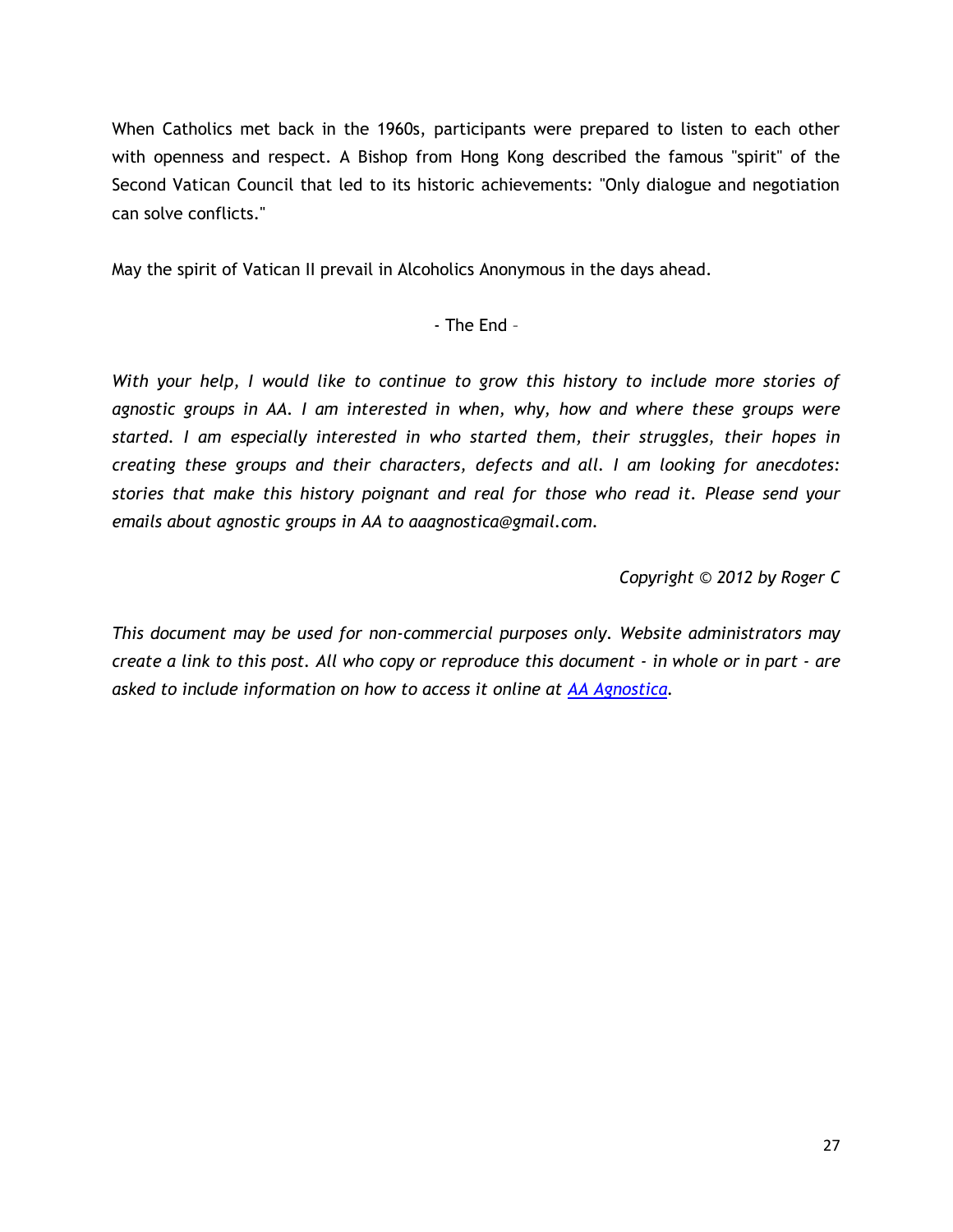When Catholics met back in the 1960s, participants were prepared to listen to each other with openness and respect. A Bishop from Hong Kong described the famous "spirit" of the Second Vatican Council that led to its historic achievements: "Only dialogue and negotiation can solve conflicts."

May the spirit of Vatican II prevail in Alcoholics Anonymous in the days ahead.

- The End –

*With your help, I would like to continue to grow this history to include more stories of agnostic groups in AA. I am interested in when, why, how and where these groups were started. I am especially interested in who started them, their struggles, their hopes in creating these groups and their characters, defects and all. I am looking for anecdotes: stories that make this history poignant and real for those who read it. Please send your emails about agnostic groups in AA to aaagnostica@gmail.com.*

*Copyright © 2012 by Roger C*

*This document may be used for non-commercial purposes only. Website administrators may create a link to this post. All who copy or reproduce this document - in whole or in part - are asked to include information on how to access it online at [AA Agnostica](AA Agnostica).*